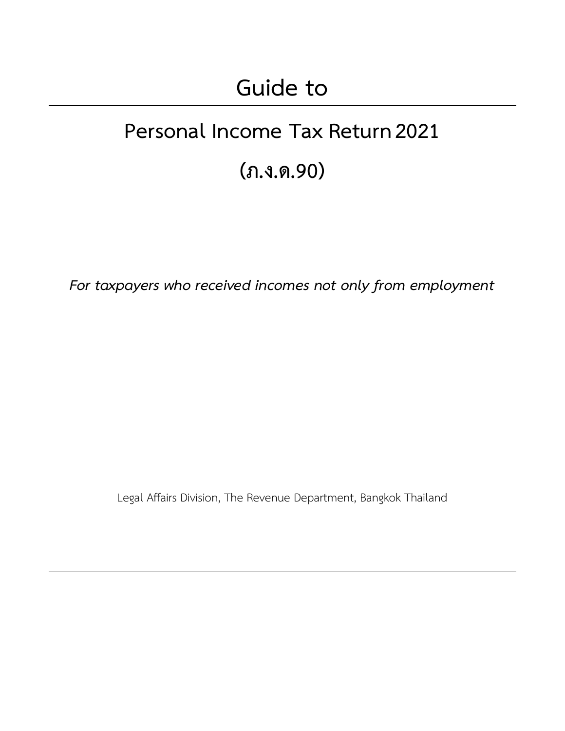# Guide to

# Personal Income Tax Return 2021

# (ภ.ง.ด.90)

*For taxpayers who received incomes not only from employment*

Legal Affairs Division, The Revenue Department, Bangkok Thailand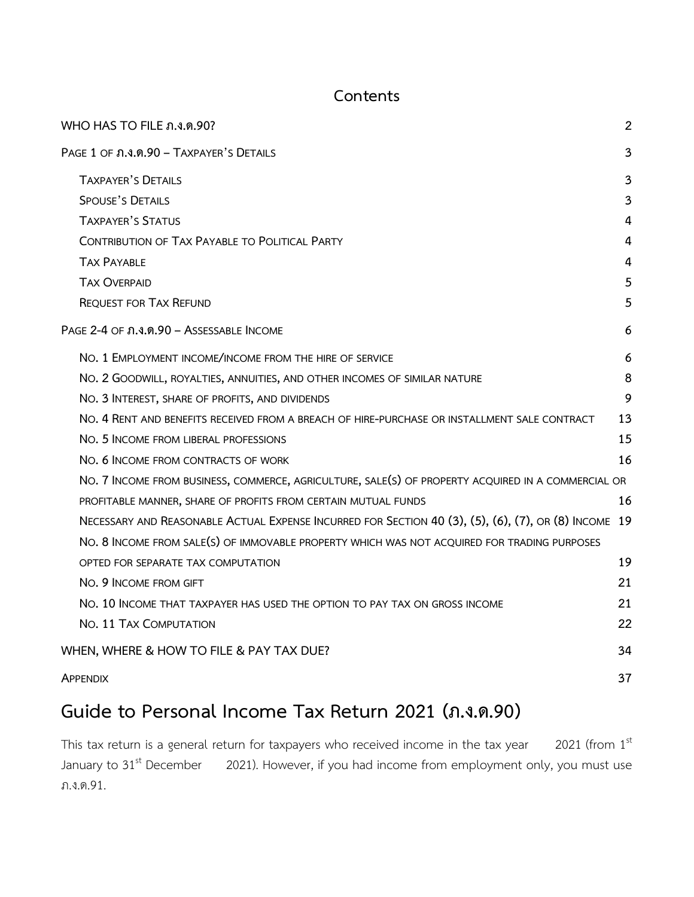## Contents

| | |
|---|---|
| WHO HAS TO FILE ภ.ง.ด.90? | 2 |
| PAGE 1 OF ภ.ง.ด.90 – TAXPAYER'S DETAILS | 3 |
| TAXPAYER'S DETAILS | 3 |
| SPOUSE'S DETAILS | 3 |
| TAXPAYER'S STATUS | 4 |
| CONTRIBUTION OF TAX PAYABLE TO POLITICAL PARTY | 4 |
| TAX PAYABLE | 4 |
| TAX OVERPAID | 5 |
| REQUEST FOR TAX REFUND | 5 |
| PAGE 2-4 OF ภ.ง.ด.90 – ASSESSABLE INCOME | 6 |
| NO. 1 EMPLOYMENT INCOME/INCOME FROM THE HIRE OF SERVICE | 6 |
| NO. 2 GOODWILL, ROYALTIES, ANNUITIES, AND OTHER INCOMES OF SIMILAR NATURE | 8 |
| NO. 3 INTEREST, SHARE OF PROFITS, AND DIVIDENDS | 9 |
| NO. 4 RENT AND BENEFITS RECEIVED FROM A BREACH OF HIRE-PURCHASE OR INSTALLMENT SALE CONTRACT | 13 |
| NO. 5 INCOME FROM LIBERAL PROFESSIONS | 15 |
| NO. 6 INCOME FROM CONTRACTS OF WORK | 16 |
| NO. 7 INCOME FROM BUSINESS, COMMERCE, AGRICULTURE, SALE(S) OF PROPERTY ACQUIRED IN A COMMERCIAL OR PROFITABLE MANNER, SHARE OF PROFITS FROM CERTAIN MUTUAL FUNDS | 16 |
| NECESSARY AND REASONABLE ACTUAL EXPENSE INCURRED FOR SECTION 40 (3), (5), (6), (7), OR (8) INCOME | 19 |
| NO. 8 INCOME FROM SALE(S) OF IMMOVABLE PROPERTY WHICH WAS NOT ACQUIRED FOR TRADING PURPOSES OPTED FOR SEPARATE TAX COMPUTATION | 19 |
| NO. 9 INCOME FROM GIFT | 21 |
| NO. 10 INCOME THAT TAXPAYER HAS USED THE OPTION TO PAY TAX ON GROSS INCOME | 21 |
| NO. 11 TAX COMPUTATION | 22 |
| WHEN, WHERE & HOW TO FILE & PAY TAX DUE? | 34 |
| APPENDIX | 37 |

# Guide to Personal Income Tax Return 2021 (ภ.ง.ด.90)

This tax return is a general return for taxpayers who received income in the tax year 2021 (from 1st January to 31st December 2021). However, if you had income from employment only, you must use ภ.ง.ด.91.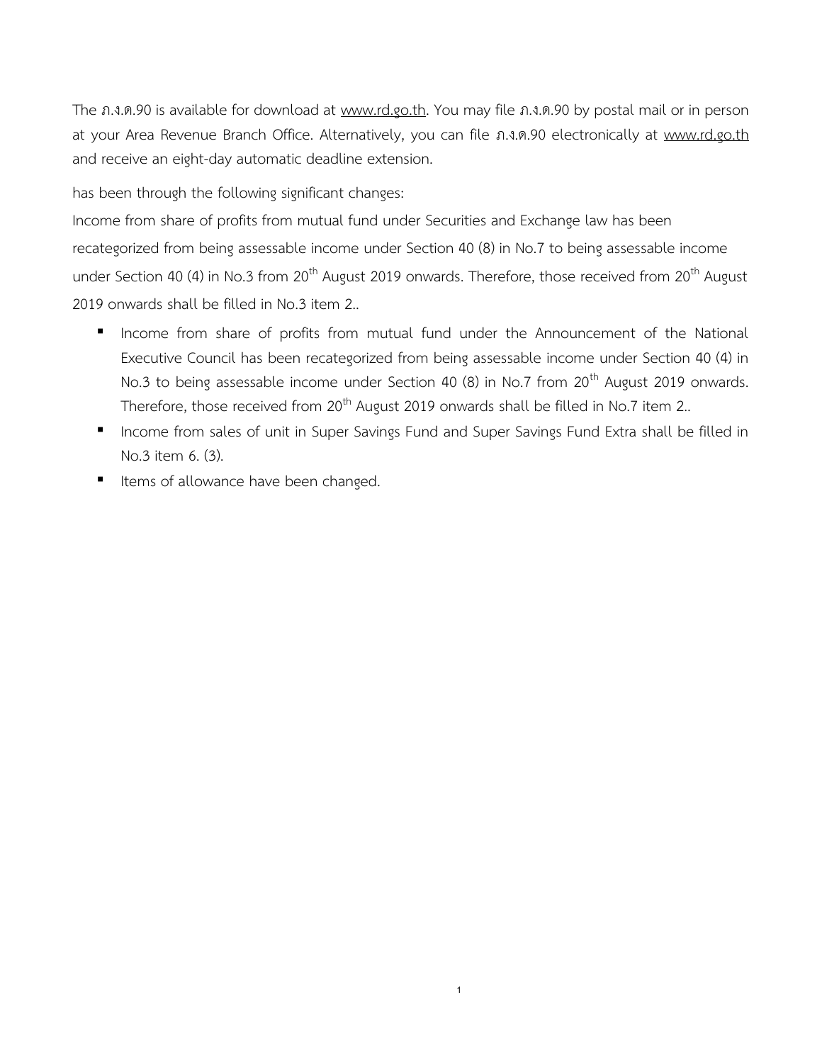The ภ.ง.ด.90 is available for download at www.rd.go.th. You may file ภ.ง.ด.90 by postal mail or in person at your Area Revenue Branch Office. Alternatively, you can file ภ.ง.ด.90 electronically at www.rd.go.th and receive an eight-day automatic deadline extension.

has been through the following significant changes:

Income from share of profits from mutual fund under Securities and Exchange law has been recategorized from being assessable income under Section 40 (8) in No.7 to being assessable income under Section 40 (4) in No.3 from 20th August 2019 onwards. Therefore, those received from 20th August 2019 onwards shall be filled in No.3 item 2..

- Income from share of profits from mutual fund under the Announcement of the National Executive Council has been recategorized from being assessable income under Section 40 (4) in No.3 to being assessable income under Section 40 (8) in No.7 from 20th August 2019 onwards. Therefore, those received from 20th August 2019 onwards shall be filled in No.7 item 2..
- Income from sales of unit in Super Savings Fund and Super Savings Fund Extra shall be filled in No.3 item 6. (3).
- Items of allowance have been changed.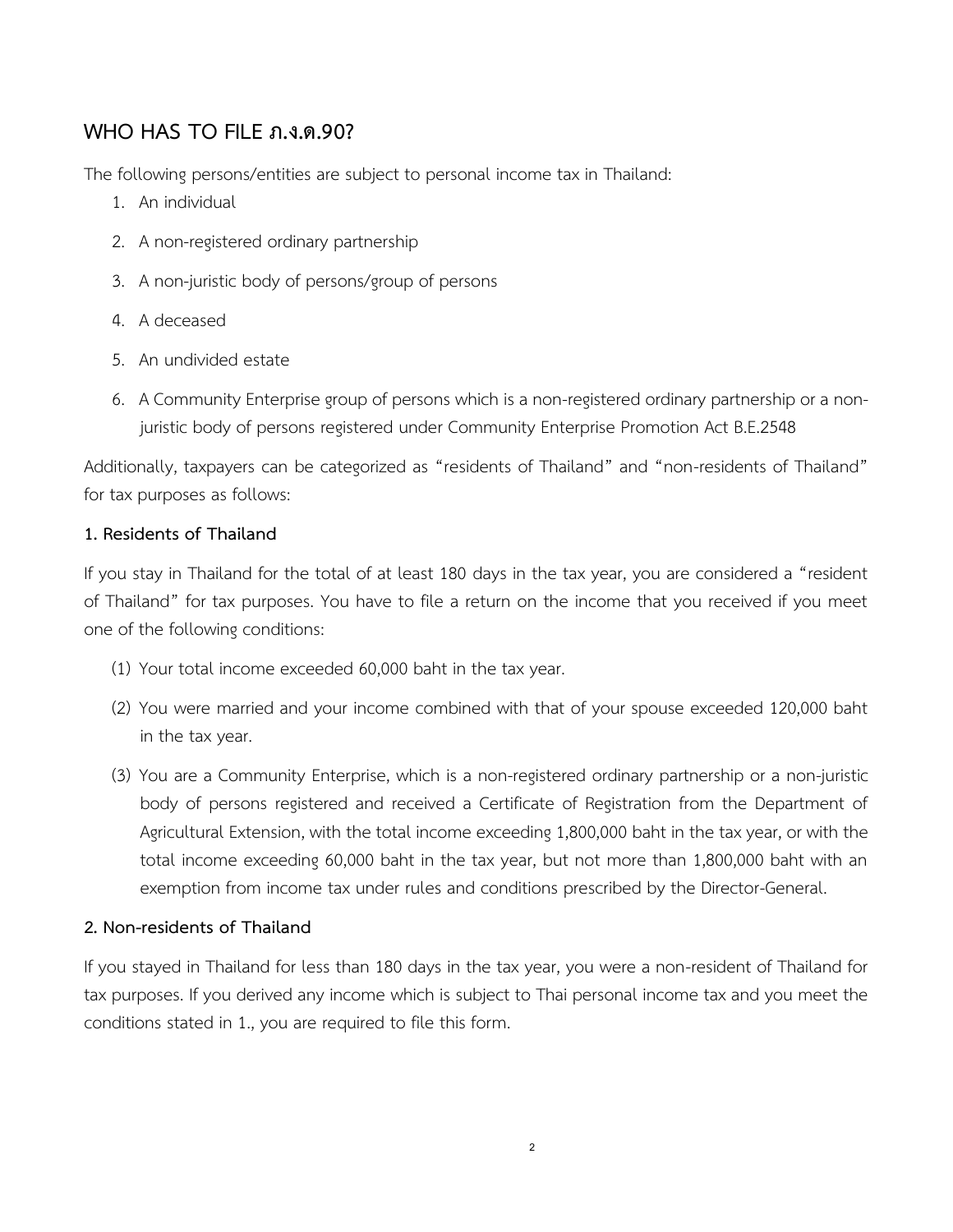## WHO HAS TO FILE ภ.ง.ด.90?

The following persons/entities are subject to personal income tax in Thailand:

1. An individual
2. A non-registered ordinary partnership
3. A non-juristic body of persons/group of persons
4. A deceased
5. An undivided estate
6. A Community Enterprise group of persons which is a non-registered ordinary partnership or a non-juristic body of persons registered under Community Enterprise Promotion Act B.E.2548

Additionally, taxpayers can be categorized as "residents of Thailand" and "non-residents of Thailand" for tax purposes as follows:

**1. Residents of Thailand**

If you stay in Thailand for the total of at least 180 days in the tax year, you are considered a "resident of Thailand" for tax purposes. You have to file a return on the income that you received if you meet one of the following conditions:

(1) Your total income exceeded 60,000 baht in the tax year.

(2) You were married and your income combined with that of your spouse exceeded 120,000 baht in the tax year.

(3) You are a Community Enterprise, which is a non-registered ordinary partnership or a non-juristic body of persons registered and received a Certificate of Registration from the Department of Agricultural Extension, with the total income exceeding 1,800,000 baht in the tax year, or with the total income exceeding 60,000 baht in the tax year, but not more than 1,800,000 baht with an exemption from income tax under rules and conditions prescribed by the Director-General.

**2. Non-residents of Thailand**

If you stayed in Thailand for less than 180 days in the tax year, you were a non-resident of Thailand for tax purposes. If you derived any income which is subject to Thai personal income tax and you meet the conditions stated in 1., you are required to file this form.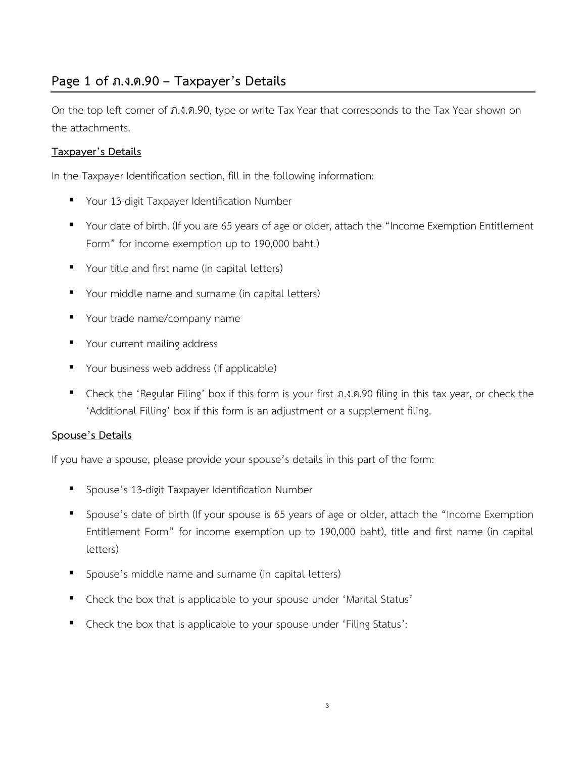## Page 1 of ภ.ง.ด.90 – Taxpayer's Details

On the top left corner of ภ.ง.ด.90, type or write Tax Year that corresponds to the Tax Year shown on the attachments.

**Taxpayer's Details**

In the Taxpayer Identification section, fill in the following information:

- Your 13-digit Taxpayer Identification Number
- Your date of birth. (If you are 65 years of age or older, attach the "Income Exemption Entitlement Form" for income exemption up to 190,000 baht.)
- Your title and first name (in capital letters)
- Your middle name and surname (in capital letters)
- Your trade name/company name
- Your current mailing address
- Your business web address (if applicable)
- Check the 'Regular Filing' box if this form is your first ภ.ง.ด.90 filing in this tax year, or check the 'Additional Filling' box if this form is an adjustment or a supplement filing.

**Spouse's Details**

If you have a spouse, please provide your spouse's details in this part of the form:

- Spouse's 13-digit Taxpayer Identification Number
- Spouse's date of birth (If your spouse is 65 years of age or older, attach the "Income Exemption Entitlement Form" for income exemption up to 190,000 baht), title and first name (in capital letters)
- Spouse's middle name and surname (in capital letters)
- Check the box that is applicable to your spouse under 'Marital Status'
- Check the box that is applicable to your spouse under 'Filing Status':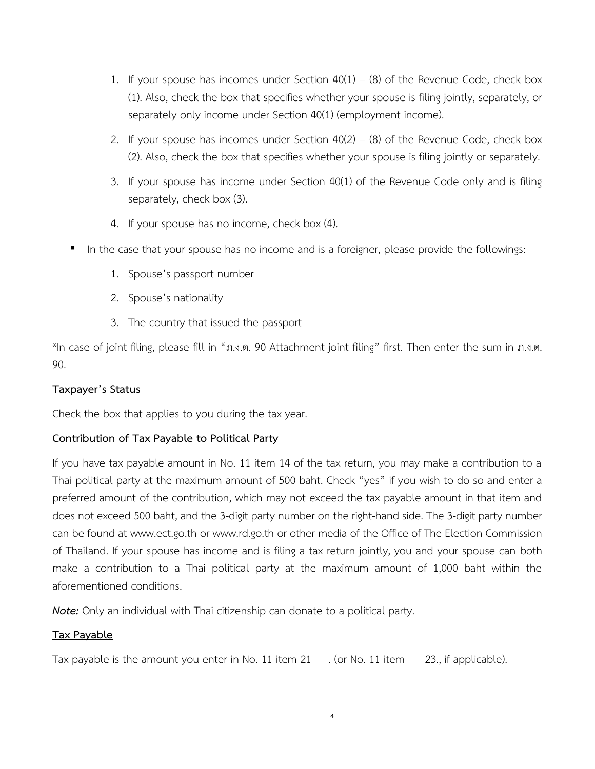1. If your spouse has incomes under Section 40(1) – (8) of the Revenue Code, check box (1). Also, check the box that specifies whether your spouse is filing jointly, separately, or separately only income under Section 40(1) (employment income).
2. If your spouse has incomes under Section 40(2) – (8) of the Revenue Code, check box (2). Also, check the box that specifies whether your spouse is filing jointly or separately.
3. If your spouse has income under Section 40(1) of the Revenue Code only and is filing separately, check box (3).
4. If your spouse has no income, check box (4).

- In the case that your spouse has no income and is a foreigner, please provide the followings:
    1. Spouse's passport number
    2. Spouse's nationality
    3. The country that issued the passport

*In case of joint filing, please fill in "ภ.ง.ด. 90 Attachment-joint filing" first. Then enter the sum in ภ.ง.ด. 90.

**Taxpayer's Status**

Check the box that applies to you during the tax year.

**Contribution of Tax Payable to Political Party**

If you have tax payable amount in No. 11 item 14 of the tax return, you may make a contribution to a Thai political party at the maximum amount of 500 baht. Check "yes" if you wish to do so and enter a preferred amount of the contribution, which may not exceed the tax payable amount in that item and does not exceed 500 baht, and the 3-digit party number on the right-hand side. The 3-digit party number can be found at www.ect.go.th or www.rd.go.th or other media of the Office of The Election Commission of Thailand. If your spouse has income and is filing a tax return jointly, you and your spouse can both make a contribution to a Thai political party at the maximum amount of 1,000 baht within the aforementioned conditions.

***Note:*** Only an individual with Thai citizenship can donate to a political party.

**Tax Payable**

Tax payable is the amount you enter in No. 11 item 21 . (or No. 11 item 23., if applicable).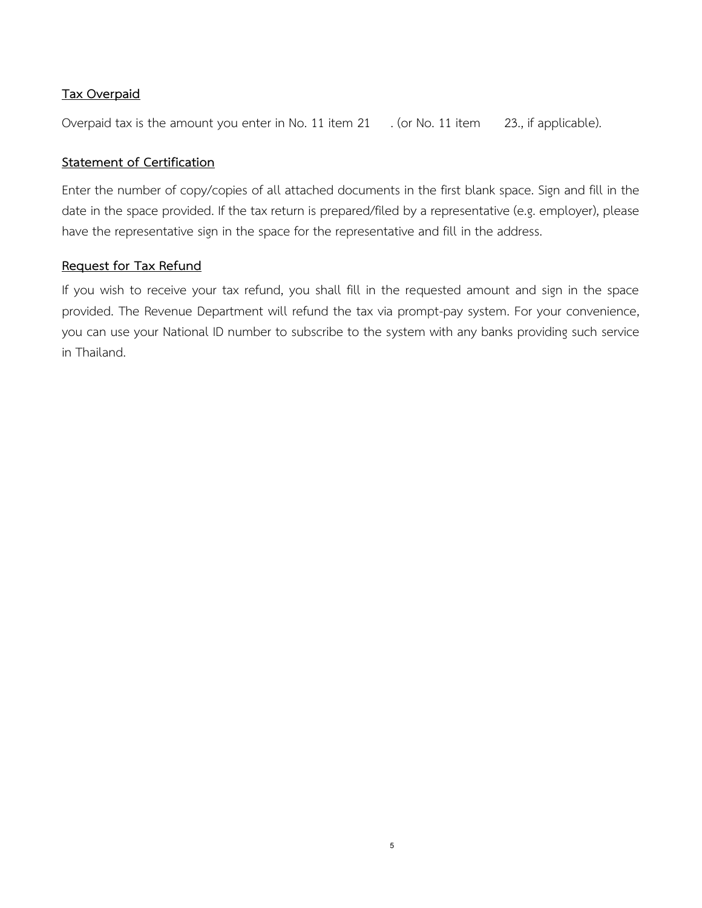## Tax Overpaid

Overpaid tax is the amount you enter in No. 11 item 21 . (or No. 11 item 23., if applicable).

## Statement of Certification

Enter the number of copy/copies of all attached documents in the first blank space. Sign and fill in the date in the space provided. If the tax return is prepared/filed by a representative (e.g. employer), please have the representative sign in the space for the representative and fill in the address.

## Request for Tax Refund

If you wish to receive your tax refund, you shall fill in the requested amount and sign in the space provided. The Revenue Department will refund the tax via prompt-pay system. For your convenience, you can use your National ID number to subscribe to the system with any banks providing such service in Thailand.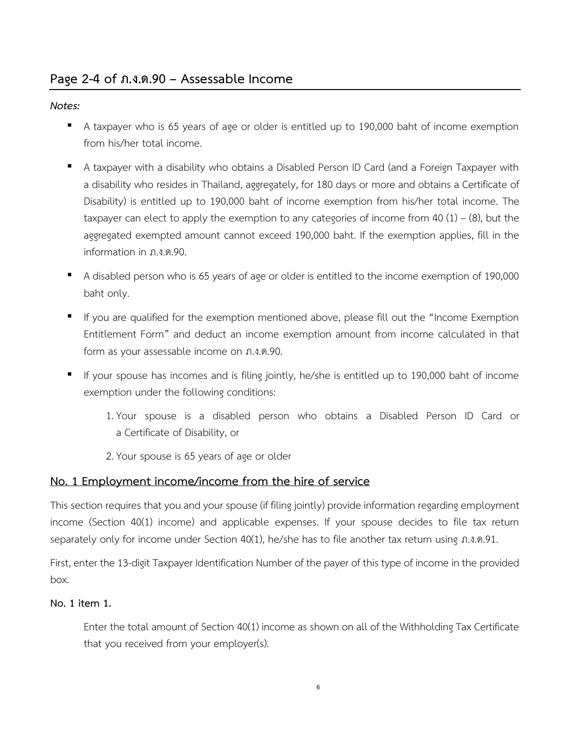## Page 2-4 of ภ.ง.ด.90 – Assessable Income

***Notes:***

- A taxpayer who is 65 years of age or older is entitled up to 190,000 baht of income exemption from his/her total income.
- A taxpayer with a disability who obtains a Disabled Person ID Card (and a Foreign Taxpayer with a disability who resides in Thailand, aggregately, for 180 days or more and obtains a Certificate of Disability) is entitled up to 190,000 baht of income exemption from his/her total income. The taxpayer can elect to apply the exemption to any categories of income from 40 (1) – (8), but the aggregated exempted amount cannot exceed 190,000 baht. If the exemption applies, fill in the information in ภ.ง.ด.90.
- A disabled person who is 65 years of age or older is entitled to the income exemption of 190,000 baht only.
- If you are qualified for the exemption mentioned above, please fill out the "Income Exemption Entitlement Form" and deduct an income exemption amount from income calculated in that form as your assessable income on ภ.ง.ด.90.
- If your spouse has incomes and is filing jointly, he/she is entitled up to 190,000 baht of income exemption under the following conditions:
    1. Your spouse is a disabled person who obtains a Disabled Person ID Card or a Certificate of Disability, or
    2. Your spouse is 65 years of age or older

### No. 1 Employment income/income from the hire of service

This section requires that you and your spouse (if filing jointly) provide information regarding employment income (Section 40(1) income) and applicable expenses. If your spouse decides to file tax return separately only for income under Section 40(1), he/she has to file another tax return using ภ.ง.ด.91.

First, enter the 13-digit Taxpayer Identification Number of the payer of this type of income in the provided box.

**No. 1 item 1.**

Enter the total amount of Section 40(1) income as shown on all of the Withholding Tax Certificate that you received from your employer(s).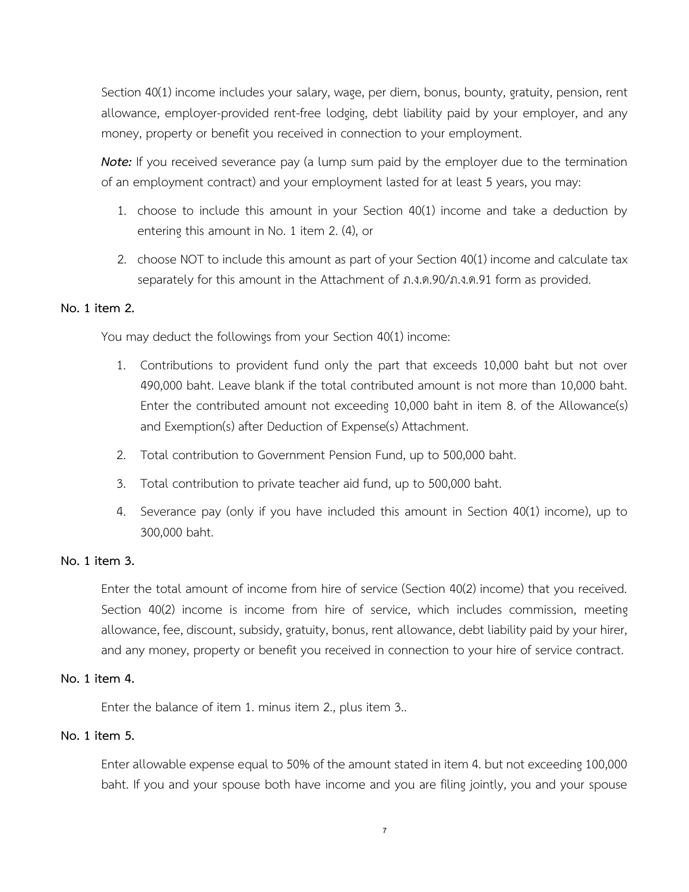Section 40(1) income includes your salary, wage, per diem, bonus, bounty, gratuity, pension, rent allowance, employer-provided rent-free lodging, debt liability paid by your employer, and any money, property or benefit you received in connection to your employment.

***Note:*** If you received severance pay (a lump sum paid by the employer due to the termination of an employment contract) and your employment lasted for at least 5 years, you may:

1. choose to include this amount in your Section 40(1) income and take a deduction by entering this amount in No. 1 item 2. (4), or
2. choose NOT to include this amount as part of your Section 40(1) income and calculate tax separately for this amount in the Attachment of ภ.ง.ด.90/ภ.ง.ด.91 form as provided.

**No. 1 item 2.**

You may deduct the followings from your Section 40(1) income:

1. Contributions to provident fund only the part that exceeds 10,000 baht but not over 490,000 baht. Leave blank if the total contributed amount is not more than 10,000 baht. Enter the contributed amount not exceeding 10,000 baht in item 8. of the Allowance(s) and Exemption(s) after Deduction of Expense(s) Attachment.
2. Total contribution to Government Pension Fund, up to 500,000 baht.
3. Total contribution to private teacher aid fund, up to 500,000 baht.
4. Severance pay (only if you have included this amount in Section 40(1) income), up to 300,000 baht.

**No. 1 item 3.**

Enter the total amount of income from hire of service (Section 40(2) income) that you received. Section 40(2) income is income from hire of service, which includes commission, meeting allowance, fee, discount, subsidy, gratuity, bonus, rent allowance, debt liability paid by your hirer, and any money, property or benefit you received in connection to your hire of service contract.

**No. 1 item 4.**

Enter the balance of item 1. minus item 2., plus item 3..

**No. 1 item 5.**

Enter allowable expense equal to 50% of the amount stated in item 4. but not exceeding 100,000 baht. If you and your spouse both have income and you are filing jointly, you and your spouse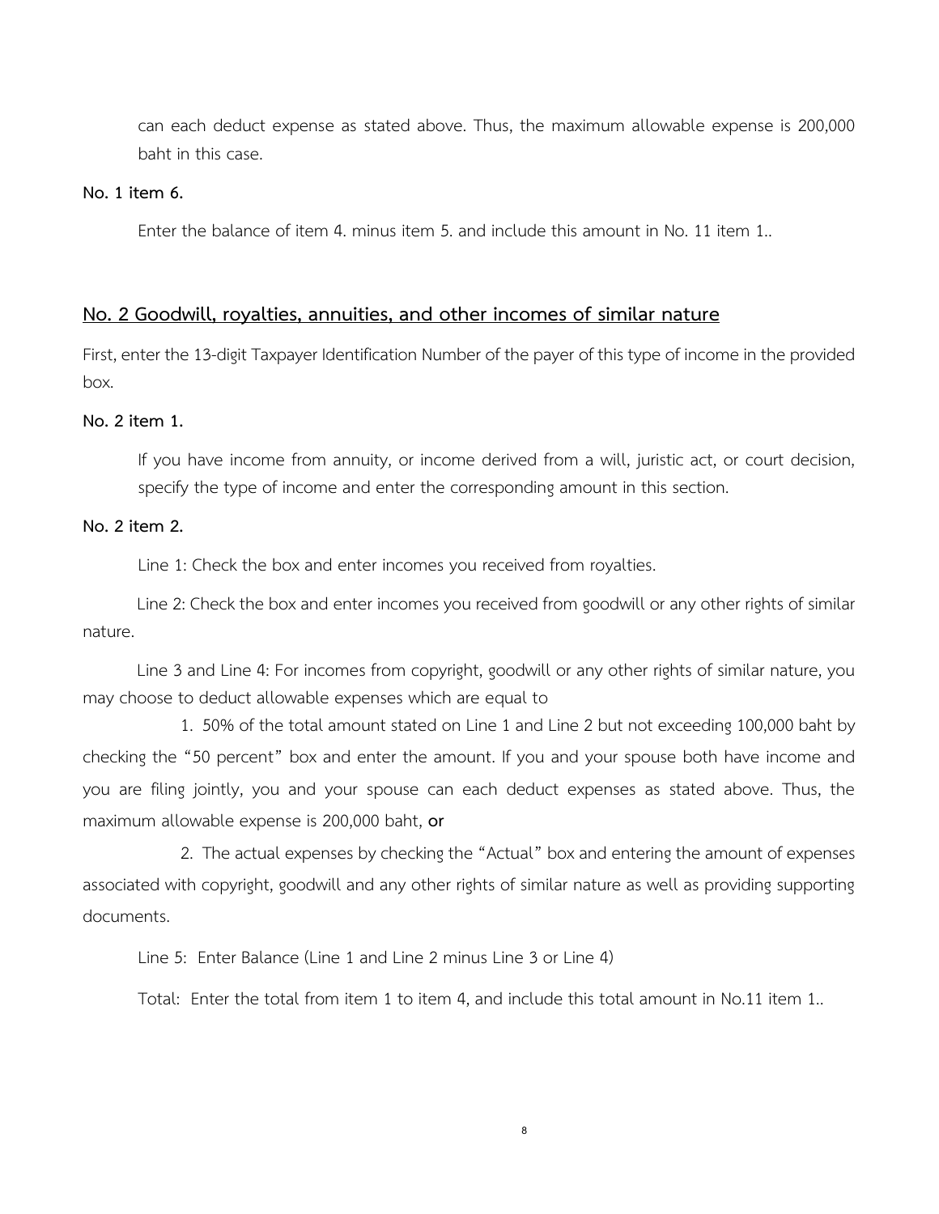can each deduct expense as stated above. Thus, the maximum allowable expense is 200,000 baht in this case.

**No. 1 item 6.**

Enter the balance of item 4. minus item 5. and include this amount in No. 11 item 1..

## No. 2 Goodwill, royalties, annuities, and other incomes of similar nature

First, enter the 13-digit Taxpayer Identification Number of the payer of this type of income in the provided box.

**No. 2 item 1.**

If you have income from annuity, or income derived from a will, juristic act, or court decision, specify the type of income and enter the corresponding amount in this section.

**No. 2 item 2.**

Line 1: Check the box and enter incomes you received from royalties.

Line 2: Check the box and enter incomes you received from goodwill or any other rights of similar nature.

Line 3 and Line 4: For incomes from copyright, goodwill or any other rights of similar nature, you may choose to deduct allowable expenses which are equal to

1. 50% of the total amount stated on Line 1 and Line 2 but not exceeding 100,000 baht by checking the "50 percent" box and enter the amount. If you and your spouse both have income and you are filing jointly, you and your spouse can each deduct expenses as stated above. Thus, the maximum allowable expense is 200,000 baht, **or**

2. The actual expenses by checking the "Actual" box and entering the amount of expenses associated with copyright, goodwill and any other rights of similar nature as well as providing supporting documents.

Line 5: Enter Balance (Line 1 and Line 2 minus Line 3 or Line 4)

Total: Enter the total from item 1 to item 4, and include this total amount in No.11 item 1..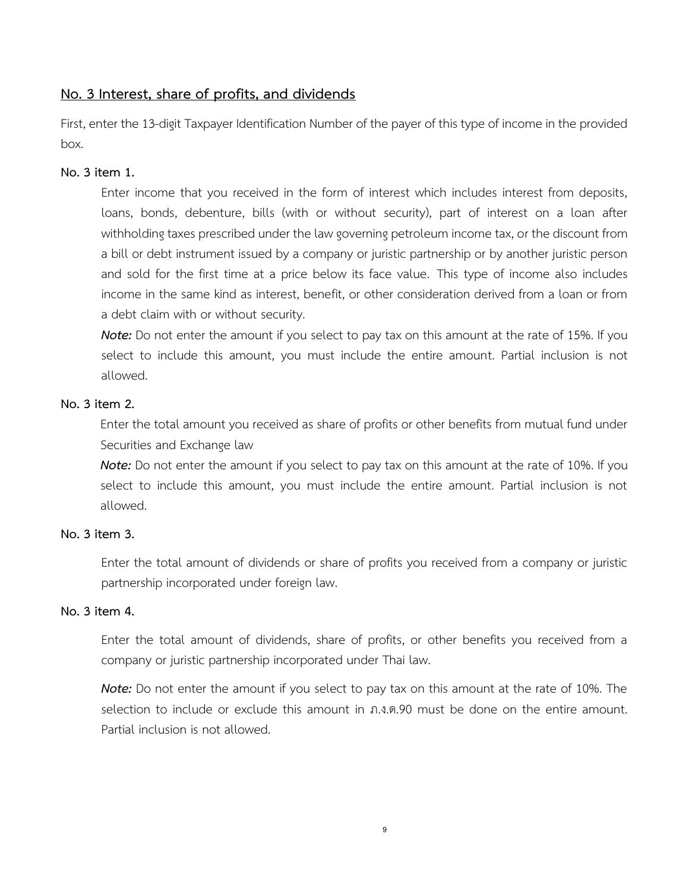## No. 3 Interest, share of profits, and dividends

First, enter the 13-digit Taxpayer Identification Number of the payer of this type of income in the provided box.

**No. 3 item 1.**

Enter income that you received in the form of interest which includes interest from deposits, loans, bonds, debenture, bills (with or without security), part of interest on a loan after withholding taxes prescribed under the law governing petroleum income tax, or the discount from a bill or debt instrument issued by a company or juristic partnership or by another juristic person and sold for the first time at a price below its face value. This type of income also includes income in the same kind as interest, benefit, or other consideration derived from a loan or from a debt claim with or without security.

***Note:*** Do not enter the amount if you select to pay tax on this amount at the rate of 15%. If you select to include this amount, you must include the entire amount. Partial inclusion is not allowed.

**No. 3 item 2.**

Enter the total amount you received as share of profits or other benefits from mutual fund under Securities and Exchange law

***Note:*** Do not enter the amount if you select to pay tax on this amount at the rate of 10%. If you select to include this amount, you must include the entire amount. Partial inclusion is not allowed.

**No. 3 item 3.**

Enter the total amount of dividends or share of profits you received from a company or juristic partnership incorporated under foreign law.

**No. 3 item 4.**

Enter the total amount of dividends, share of profits, or other benefits you received from a company or juristic partnership incorporated under Thai law.

***Note:*** Do not enter the amount if you select to pay tax on this amount at the rate of 10%. The selection to include or exclude this amount in ภ.ง.ด.90 must be done on the entire amount. Partial inclusion is not allowed.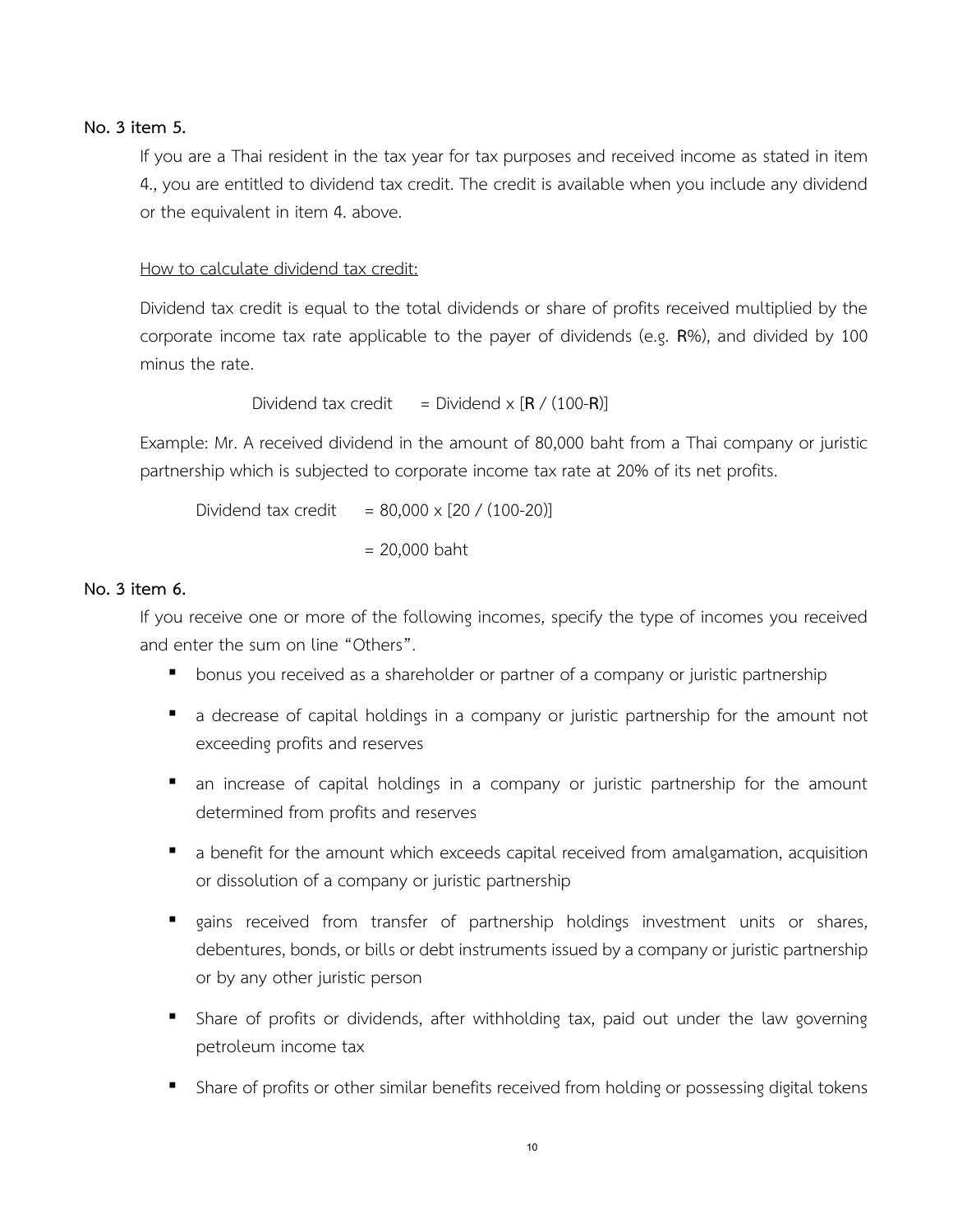**No. 3 item 5.**

If you are a Thai resident in the tax year for tax purposes and received income as stated in item 4., you are entitled to dividend tax credit. The credit is available when you include any dividend or the equivalent in item 4. above.

How to calculate dividend tax credit:

Dividend tax credit is equal to the total dividends or share of profits received multiplied by the corporate income tax rate applicable to the payer of dividends (e.g. **R**%), and divided by 100 minus the rate.

Dividend tax credit = Dividend x [**R** / (100-**R**)]

Example: Mr. A received dividend in the amount of 80,000 baht from a Thai company or juristic partnership which is subjected to corporate income tax rate at 20% of its net profits.

Dividend tax credit = 80,000 x [20 / (100-20)]

= 20,000 baht

**No. 3 item 6.**

If you receive one or more of the following incomes, specify the type of incomes you received and enter the sum on line "Others".

- bonus you received as a shareholder or partner of a company or juristic partnership
- a decrease of capital holdings in a company or juristic partnership for the amount not exceeding profits and reserves
- an increase of capital holdings in a company or juristic partnership for the amount determined from profits and reserves
- a benefit for the amount which exceeds capital received from amalgamation, acquisition or dissolution of a company or juristic partnership
- gains received from transfer of partnership holdings investment units or shares, debentures, bonds, or bills or debt instruments issued by a company or juristic partnership or by any other juristic person
- Share of profits or dividends, after withholding tax, paid out under the law governing petroleum income tax
- Share of profits or other similar benefits received from holding or possessing digital tokens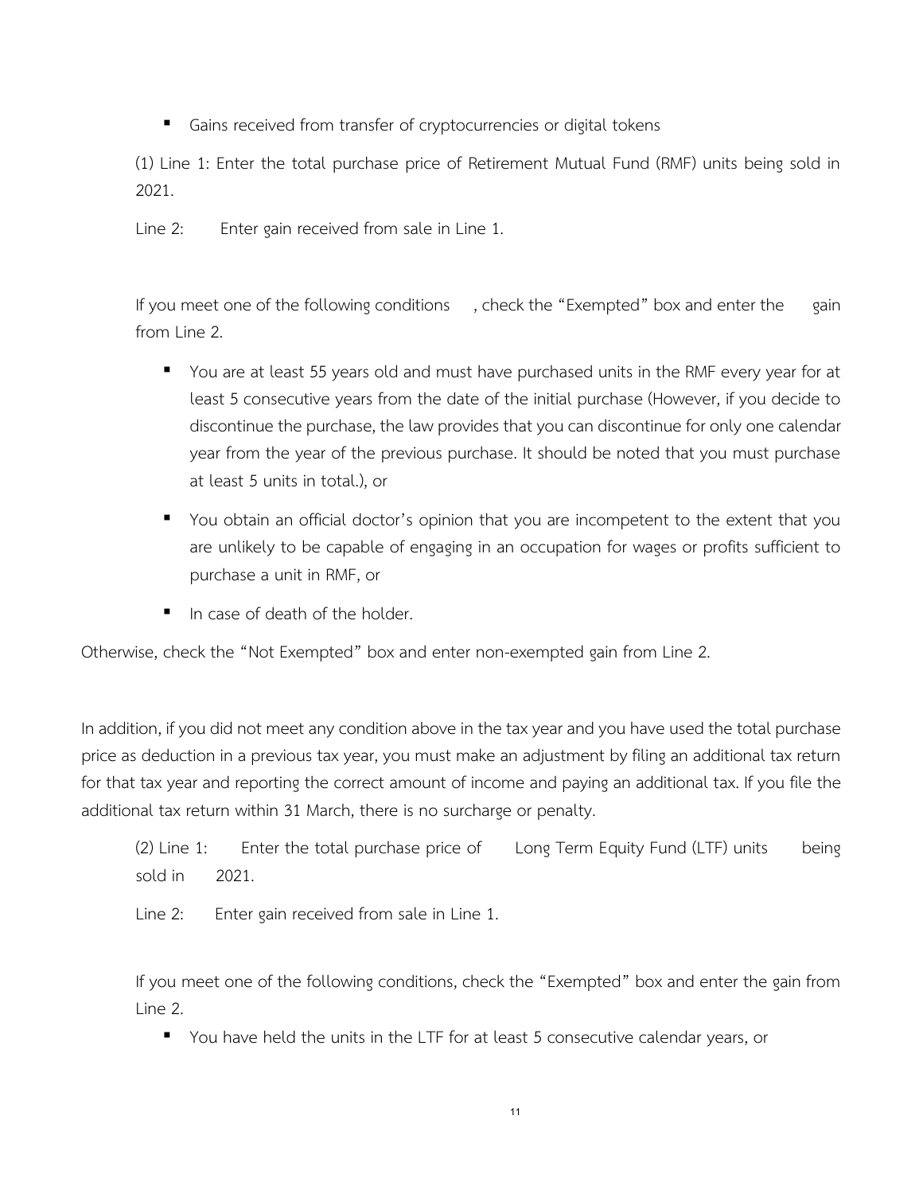- Gains received from transfer of cryptocurrencies or digital tokens

(1) Line 1: Enter the total purchase price of Retirement Mutual Fund (RMF) units being sold in 2021.

Line 2: Enter gain received from sale in Line 1.

If you meet one of the following conditions , check the "Exempted" box and enter the gain from Line 2.

- You are at least 55 years old and must have purchased units in the RMF every year for at least 5 consecutive years from the date of the initial purchase (However, if you decide to discontinue the purchase, the law provides that you can discontinue for only one calendar year from the year of the previous purchase. It should be noted that you must purchase at least 5 units in total.), or
- You obtain an official doctor's opinion that you are incompetent to the extent that you are unlikely to be capable of engaging in an occupation for wages or profits sufficient to purchase a unit in RMF, or
- In case of death of the holder.

Otherwise, check the "Not Exempted" box and enter non-exempted gain from Line 2.

In addition, if you did not meet any condition above in the tax year and you have used the total purchase price as deduction in a previous tax year, you must make an adjustment by filing an additional tax return for that tax year and reporting the correct amount of income and paying an additional tax. If you file the additional tax return within 31 March, there is no surcharge or penalty.

(2) Line 1: Enter the total purchase price of Long Term Equity Fund (LTF) units being sold in 2021.

Line 2: Enter gain received from sale in Line 1.

If you meet one of the following conditions, check the "Exempted" box and enter the gain from Line 2.

- You have held the units in the LTF for at least 5 consecutive calendar years, or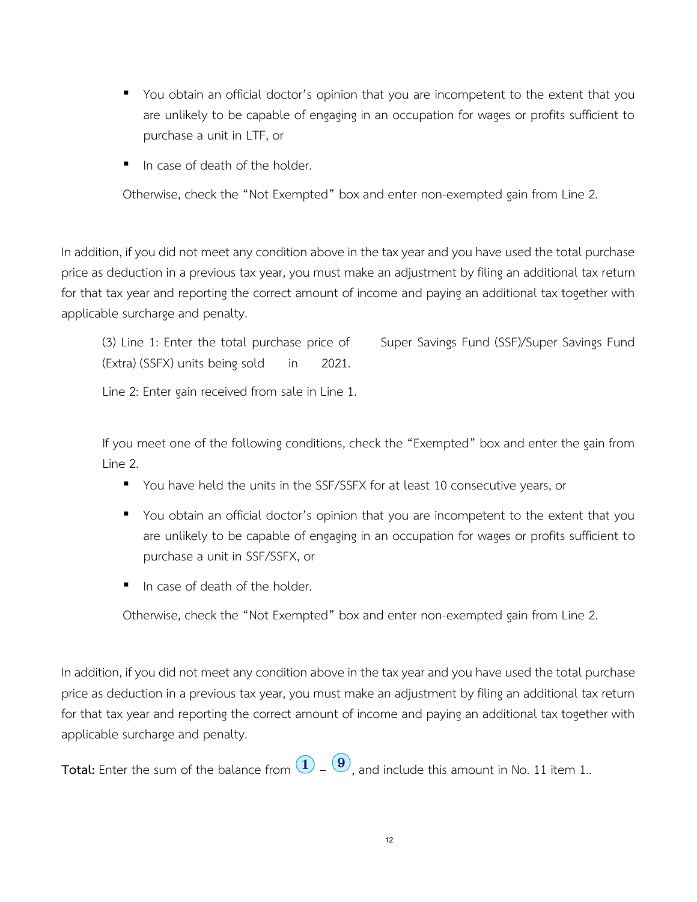- You obtain an official doctor's opinion that you are incompetent to the extent that you are unlikely to be capable of engaging in an occupation for wages or profits sufficient to purchase a unit in LTF, or
- In case of death of the holder.

Otherwise, check the "Not Exempted" box and enter non-exempted gain from Line 2.

In addition, if you did not meet any condition above in the tax year and you have used the total purchase price as deduction in a previous tax year, you must make an adjustment by filing an additional tax return for that tax year and reporting the correct amount of income and paying an additional tax together with applicable surcharge and penalty.

(3) Line 1: Enter the total purchase price of Super Savings Fund (SSF)/Super Savings Fund (Extra) (SSFX) units being sold in 2021.

Line 2: Enter gain received from sale in Line 1.

If you meet one of the following conditions, check the "Exempted" box and enter the gain from Line 2.

- You have held the units in the SSF/SSFX for at least 10 consecutive years, or
- You obtain an official doctor's opinion that you are incompetent to the extent that you are unlikely to be capable of engaging in an occupation for wages or profits sufficient to purchase a unit in SSF/SSFX, or
- In case of death of the holder.

Otherwise, check the "Not Exempted" box and enter non-exempted gain from Line 2.

In addition, if you did not meet any condition above in the tax year and you have used the total purchase price as deduction in a previous tax year, you must make an adjustment by filing an additional tax return for that tax year and reporting the correct amount of income and paying an additional tax together with applicable surcharge and penalty.

**Total:** Enter the sum of the balance from (1) – (9), and include this amount in No. 11 item 1..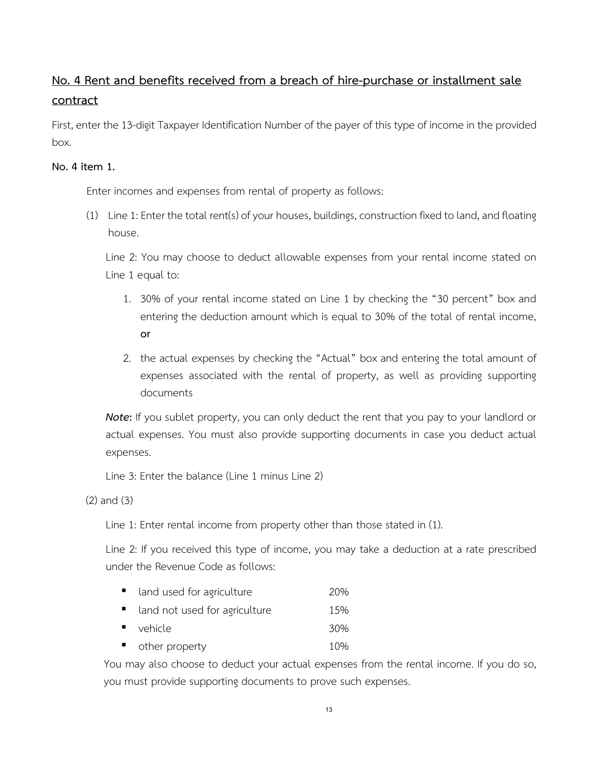## No. 4 Rent and benefits received from a breach of hire-purchase or installment sale contract

First, enter the 13-digit Taxpayer Identification Number of the payer of this type of income in the provided box.

**No. 4 item 1.**

Enter incomes and expenses from rental of property as follows:

(1) Line 1: Enter the total rent(s) of your houses, buildings, construction fixed to land, and floating house.

Line 2: You may choose to deduct allowable expenses from your rental income stated on Line 1 equal to:

1. 30% of your rental income stated on Line 1 by checking the "30 percent" box and entering the deduction amount which is equal to 30% of the total of rental income, **or**
2. the actual expenses by checking the "Actual" box and entering the total amount of expenses associated with the rental of property, as well as providing supporting documents

***Note*****:** If you sublet property, you can only deduct the rent that you pay to your landlord or actual expenses. You must also provide supporting documents in case you deduct actual expenses.

Line 3: Enter the balance (Line 1 minus Line 2)

(2) and (3)

Line 1: Enter rental income from property other than those stated in (1).

Line 2: If you received this type of income, you may take a deduction at a rate prescribed under the Revenue Code as follows:

| | |
|---|---|
| ▪ land used for agriculture | 20% |
| ▪ land not used for agriculture | 15% |
| ▪ vehicle | 30% |
| ▪ other property | 10% |

You may also choose to deduct your actual expenses from the rental income. If you do so, you must provide supporting documents to prove such expenses.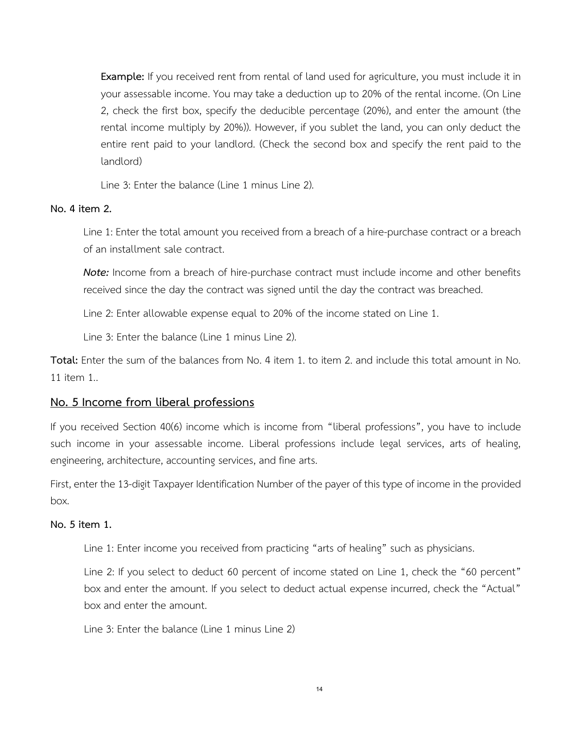**Example:** If you received rent from rental of land used for agriculture, you must include it in your assessable income. You may take a deduction up to 20% of the rental income. (On Line 2, check the first box, specify the deducible percentage (20%), and enter the amount (the rental income multiply by 20%)). However, if you sublet the land, you can only deduct the entire rent paid to your landlord. (Check the second box and specify the rent paid to the landlord)

Line 3: Enter the balance (Line 1 minus Line 2).

**No. 4 item 2.**

Line 1: Enter the total amount you received from a breach of a hire-purchase contract or a breach of an installment sale contract.

***Note:*** Income from a breach of hire-purchase contract must include income and other benefits received since the day the contract was signed until the day the contract was breached.

Line 2: Enter allowable expense equal to 20% of the income stated on Line 1.

Line 3: Enter the balance (Line 1 minus Line 2).

**Total:** Enter the sum of the balances from No. 4 item 1. to item 2. and include this total amount in No. 11 item 1..

## No. 5 Income from liberal professions

If you received Section 40(6) income which is income from "liberal professions", you have to include such income in your assessable income. Liberal professions include legal services, arts of healing, engineering, architecture, accounting services, and fine arts.

First, enter the 13-digit Taxpayer Identification Number of the payer of this type of income in the provided box.

**No. 5 item 1.**

Line 1: Enter income you received from practicing "arts of healing" such as physicians.

Line 2: If you select to deduct 60 percent of income stated on Line 1, check the "60 percent" box and enter the amount. If you select to deduct actual expense incurred, check the "Actual" box and enter the amount.

Line 3: Enter the balance (Line 1 minus Line 2)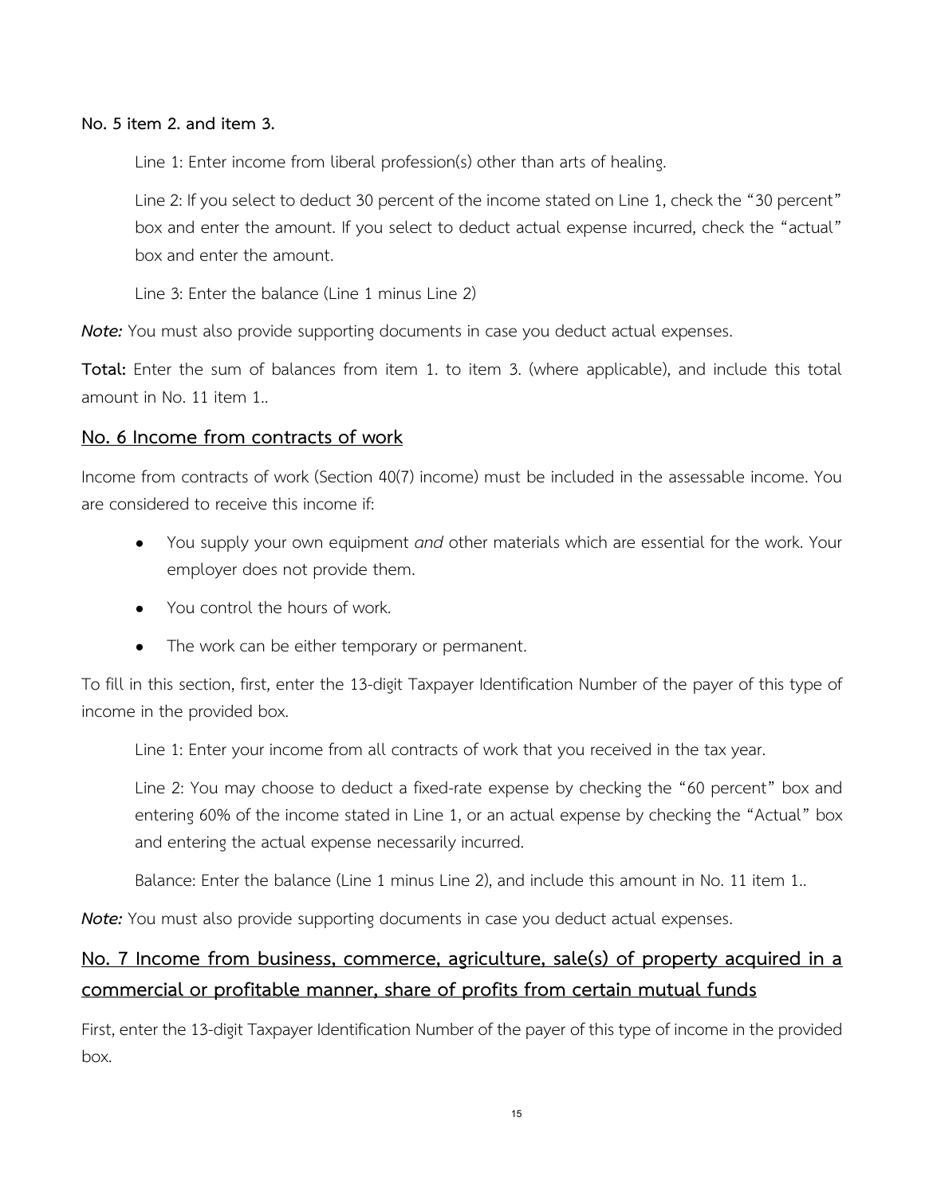**No. 5 item 2. and item 3.**

Line 1: Enter income from liberal profession(s) other than arts of healing.

Line 2: If you select to deduct 30 percent of the income stated on Line 1, check the “30 percent” box and enter the amount. If you select to deduct actual expense incurred, check the “actual” box and enter the amount.

Line 3: Enter the balance (Line 1 minus Line 2)

***Note:*** You must also provide supporting documents in case you deduct actual expenses.

**Total:** Enter the sum of balances from item 1. to item 3. (where applicable), and include this total amount in No. 11 item 1..

## No. 6 Income from contracts of work

Income from contracts of work (Section 40(7) income) must be included in the assessable income. You are considered to receive this income if:

- You supply your own equipment *and* other materials which are essential for the work. Your employer does not provide them.
- You control the hours of work.
- The work can be either temporary or permanent.

To fill in this section, first, enter the 13-digit Taxpayer Identification Number of the payer of this type of income in the provided box.

Line 1: Enter your income from all contracts of work that you received in the tax year.

Line 2: You may choose to deduct a fixed-rate expense by checking the “60 percent” box and entering 60% of the income stated in Line 1, or an actual expense by checking the “Actual” box and entering the actual expense necessarily incurred.

Balance: Enter the balance (Line 1 minus Line 2), and include this amount in No. 11 item 1..

***Note:*** You must also provide supporting documents in case you deduct actual expenses.

## No. 7 Income from business, commerce, agriculture, sale(s) of property acquired in a commercial or profitable manner, share of profits from certain mutual funds

First, enter the 13-digit Taxpayer Identification Number of the payer of this type of income in the provided box.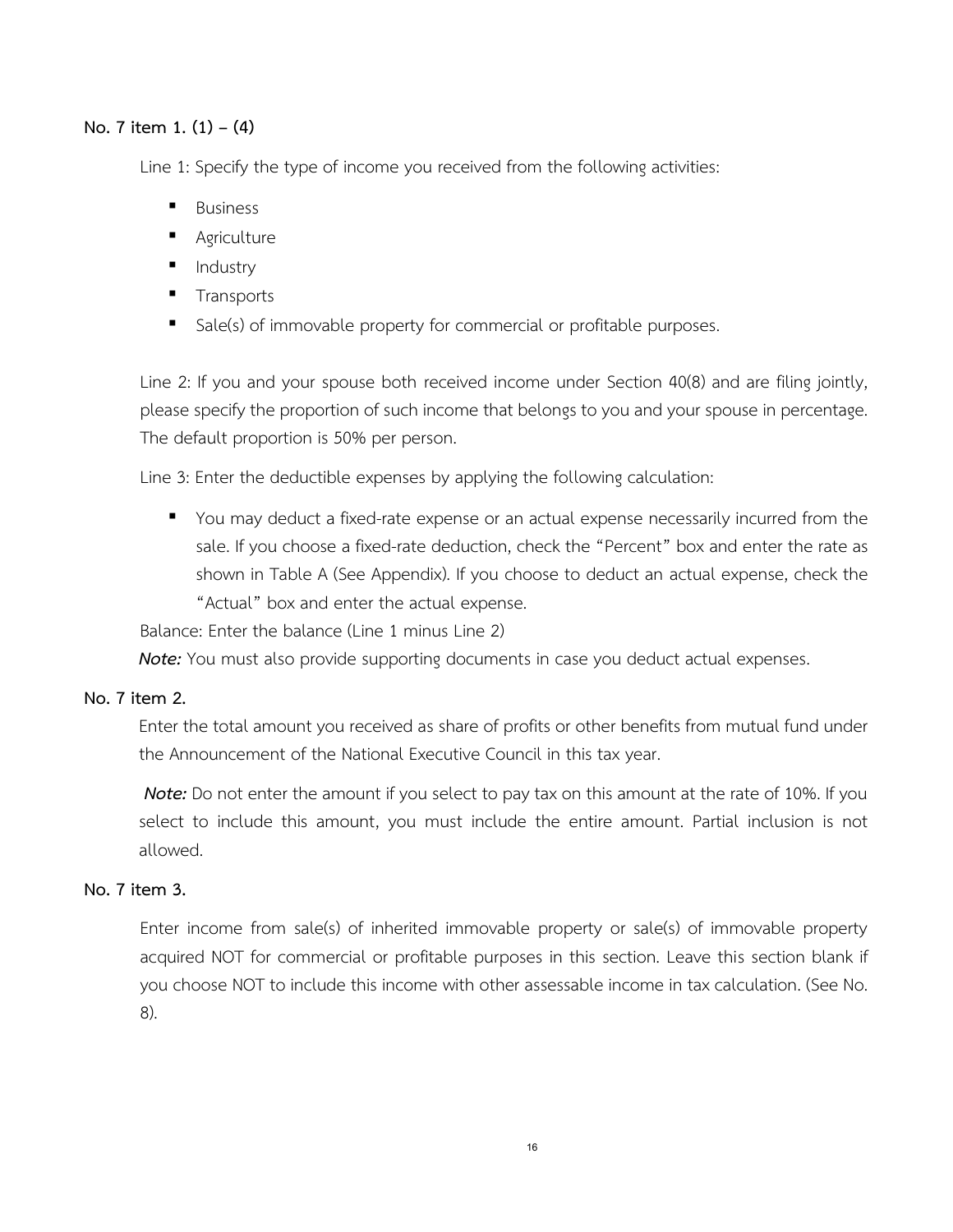**No. 7 item 1. (1) – (4)**

Line 1: Specify the type of income you received from the following activities:

- Business
- Agriculture
- Industry
- Transports
- Sale(s) of immovable property for commercial or profitable purposes.

Line 2: If you and your spouse both received income under Section 40(8) and are filing jointly, please specify the proportion of such income that belongs to you and your spouse in percentage. The default proportion is 50% per person.

Line 3: Enter the deductible expenses by applying the following calculation:

- You may deduct a fixed-rate expense or an actual expense necessarily incurred from the sale. If you choose a fixed-rate deduction, check the "Percent" box and enter the rate as shown in Table A (See Appendix). If you choose to deduct an actual expense, check the "Actual" box and enter the actual expense.

Balance: Enter the balance (Line 1 minus Line 2)

***Note:*** You must also provide supporting documents in case you deduct actual expenses.

**No. 7 item 2.**

Enter the total amount you received as share of profits or other benefits from mutual fund under the Announcement of the National Executive Council in this tax year.

***Note:*** Do not enter the amount if you select to pay tax on this amount at the rate of 10%. If you select to include this amount, you must include the entire amount. Partial inclusion is not allowed.

**No. 7 item 3.**

Enter income from sale(s) of inherited immovable property or sale(s) of immovable property acquired NOT for commercial or profitable purposes in this section. Leave this section blank if you choose NOT to include this income with other assessable income in tax calculation. (See No. 8).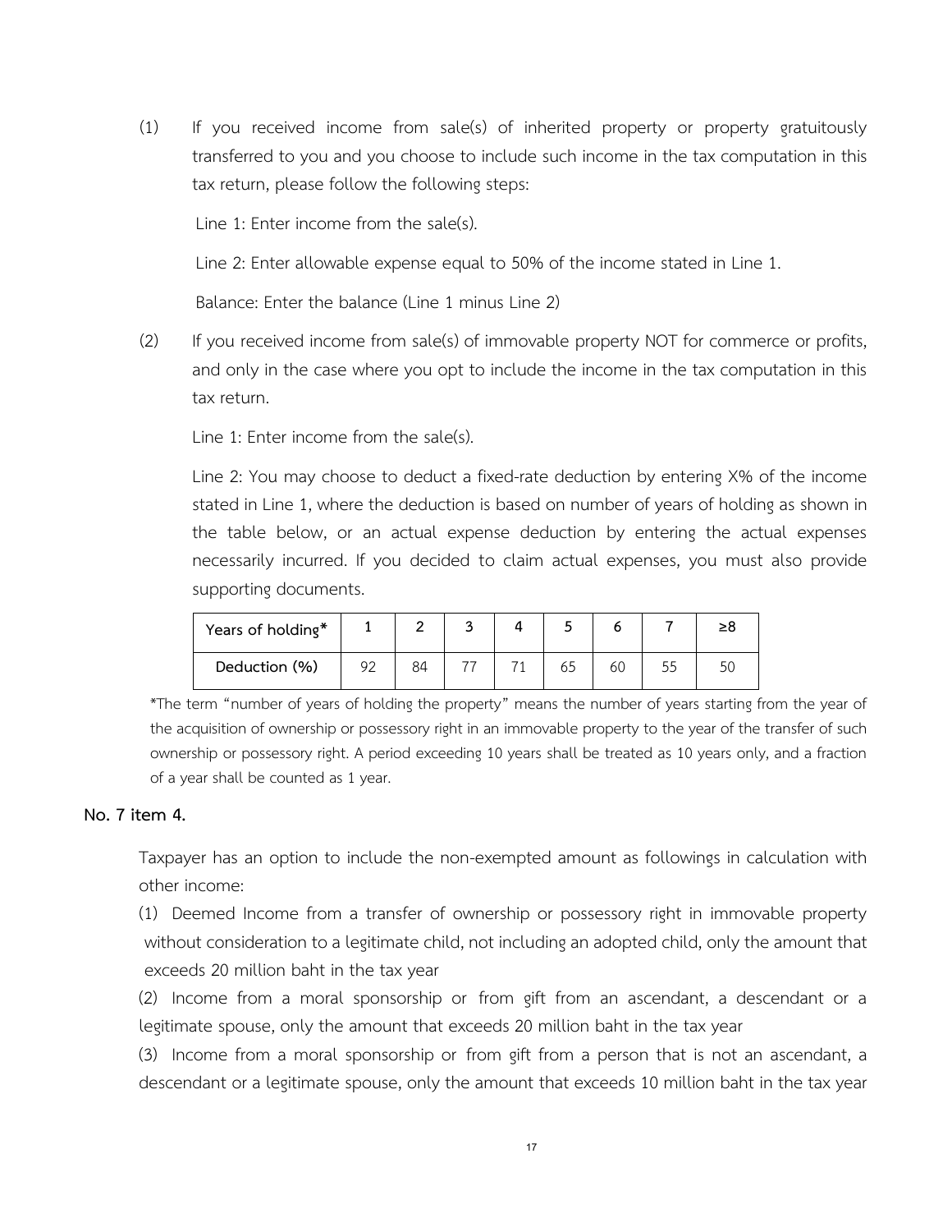(1) If you received income from sale(s) of inherited property or property gratuitously transferred to you and you choose to include such income in the tax computation in this tax return, please follow the following steps:

Line 1: Enter income from the sale(s).

Line 2: Enter allowable expense equal to 50% of the income stated in Line 1.

Balance: Enter the balance (Line 1 minus Line 2)

(2) If you received income from sale(s) of immovable property NOT for commerce or profits, and only in the case where you opt to include the income in the tax computation in this tax return.

Line 1: Enter income from the sale(s).

Line 2: You may choose to deduct a fixed-rate deduction by entering X% of the income stated in Line 1, where the deduction is based on number of years of holding as shown in the table below, or an actual expense deduction by entering the actual expenses necessarily incurred. If you decided to claim actual expenses, you must also provide supporting documents.

| Years of holding* | 1 | 2 | 3 | 4 | 5 | 6 | 7 | ≥8 |
|---|---|---|---|---|---|---|---|---|
| Deduction (%) | 92 | 84 | 77 | 71 | 65 | 60 | 55 | 50 |

*The term "number of years of holding the property" means the number of years starting from the year of the acquisition of ownership or possessory right in an immovable property to the year of the transfer of such ownership or possessory right. A period exceeding 10 years shall be treated as 10 years only, and a fraction of a year shall be counted as 1 year.

**No. 7 item 4.**

Taxpayer has an option to include the non-exempted amount as followings in calculation with other income:

(1) Deemed Income from a transfer of ownership or possessory right in immovable property without consideration to a legitimate child, not including an adopted child, only the amount that exceeds 20 million baht in the tax year

(2) Income from a moral sponsorship or from gift from an ascendant, a descendant or a legitimate spouse, only the amount that exceeds 20 million baht in the tax year

(3) Income from a moral sponsorship or from gift from a person that is not an ascendant, a descendant or a legitimate spouse, only the amount that exceeds 10 million baht in the tax year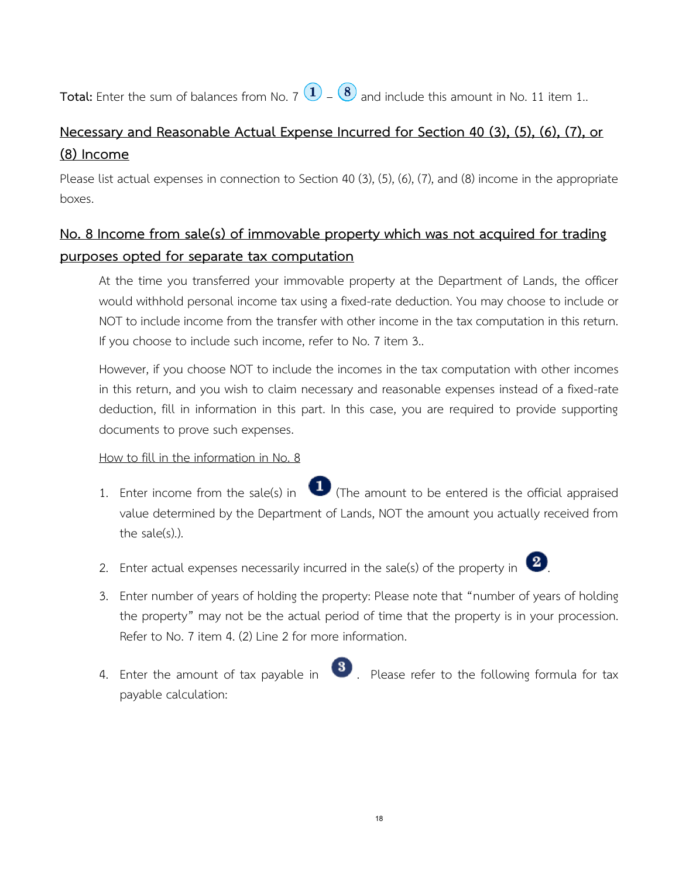**Total:** Enter the sum of balances from No. 7 (1) – (8) and include this amount in No. 11 item 1..

## Necessary and Reasonable Actual Expense Incurred for Section 40 (3), (5), (6), (7), or (8) Income

Please list actual expenses in connection to Section 40 (3), (5), (6), (7), and (8) income in the appropriate boxes.

## No. 8 Income from sale(s) of immovable property which was not acquired for trading purposes opted for separate tax computation

At the time you transferred your immovable property at the Department of Lands, the officer would withhold personal income tax using a fixed-rate deduction. You may choose to include or NOT to include income from the transfer with other income in the tax computation in this return. If you choose to include such income, refer to No. 7 item 3..

However, if you choose NOT to include the incomes in the tax computation with other incomes in this return, and you wish to claim necessary and reasonable expenses instead of a fixed-rate deduction, fill in information in this part. In this case, you are required to provide supporting documents to prove such expenses.

How to fill in the information in No. 8

1. Enter income from the sale(s) in ❶ (The amount to be entered is the official appraised value determined by the Department of Lands, NOT the amount you actually received from the sale(s).).
2. Enter actual expenses necessarily incurred in the sale(s) of the property in ❷.
3. Enter number of years of holding the property: Please note that "number of years of holding the property" may not be the actual period of time that the property is in your procession. Refer to No. 7 item 4. (2) Line 2 for more information.
4. Enter the amount of tax payable in ❸. Please refer to the following formula for tax payable calculation: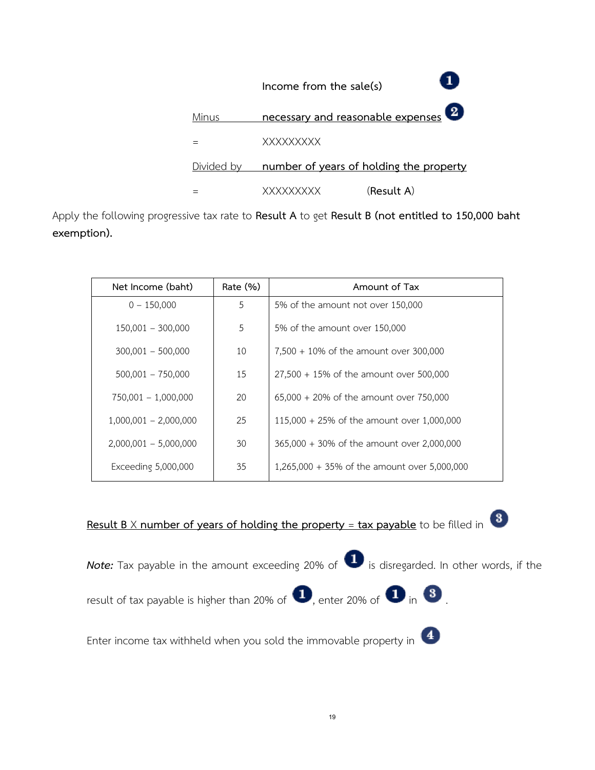| | | |
|---|---|---|
| | Income from the sale(s) | (1) |
| <u>Minus</u> | <u>necessary and reasonable expenses</u> | (2) |
| = | XXXXXXXXX | |
| <u>Divided by</u> | <u>number of years of holding the property</u> | |
| = | XXXXXXXXX | (Result A) |

Apply the following progressive tax rate to **Result A** to get **Result B (not entitled to 150,000 baht exemption).**

| Net Income (baht) | Rate (%) | Amount of Tax |
|---|---|---|
| 0 – 150,000 | 5 | 5% of the amount not over 150,000 |
| 150,001 – 300,000 | 5 | 5% of the amount over 150,000 |
| 300,001 – 500,000 | 10 | 7,500 + 10% of the amount over 300,000 |
| 500,001 – 750,000 | 15 | 27,500 + 15% of the amount over 500,000 |
| 750,001 – 1,000,000 | 20 | 65,000 + 20% of the amount over 750,000 |
| 1,000,001 – 2,000,000 | 25 | 115,000 + 25% of the amount over 1,000,000 |
| 2,000,001 – 5,000,000 | 30 | 365,000 + 30% of the amount over 2,000,000 |
| Exceeding 5,000,000 | 35 | 1,265,000 + 35% of the amount over 5,000,000 |

<u>Result B X number of years of holding the property = tax payable</u> to be filled in (3)

***Note:*** Tax payable in the amount exceeding 20% of (1) is disregarded. In other words, if the result of tax payable is higher than 20% of (1), enter 20% of (1) in (3).

Enter income tax withheld when you sold the immovable property in (4)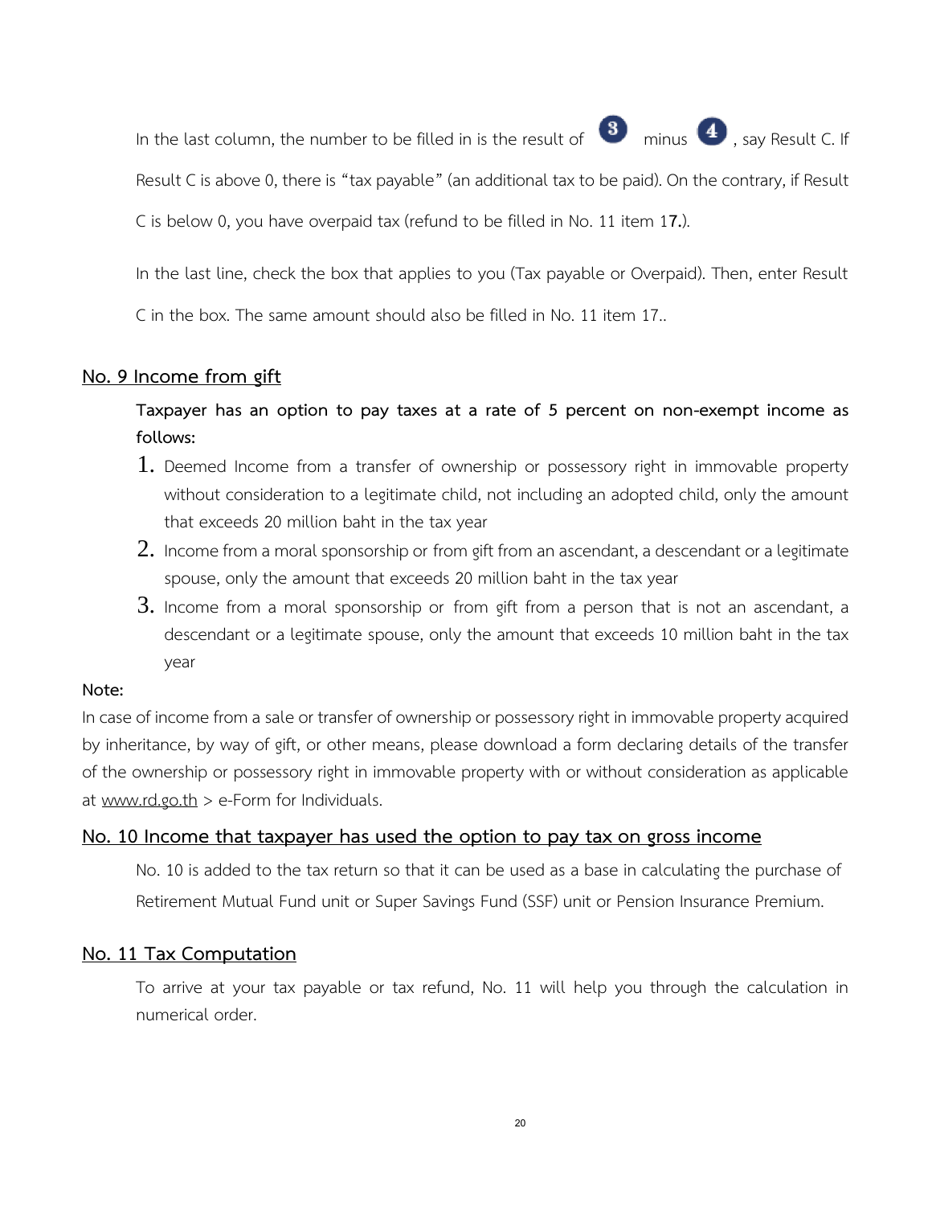In the last column, the number to be filled in is the result of ❸ minus ❹, say Result C. If Result C is above 0, there is "tax payable" (an additional tax to be paid). On the contrary, if Result C is below 0, you have overpaid tax (refund to be filled in No. 11 item 1**7.**).

In the last line, check the box that applies to you (Tax payable or Overpaid). Then, enter Result C in the box. The same amount should also be filled in No. 11 item 17..

## No. 9 Income from gift

**Taxpayer has an option to pay taxes at a rate of 5 percent on non-exempt income as follows:**

1. Deemed Income from a transfer of ownership or possessory right in immovable property without consideration to a legitimate child, not including an adopted child, only the amount that exceeds 20 million baht in the tax year
2. Income from a moral sponsorship or from gift from an ascendant, a descendant or a legitimate spouse, only the amount that exceeds 20 million baht in the tax year
3. Income from a moral sponsorship or from gift from a person that is not an ascendant, a descendant or a legitimate spouse, only the amount that exceeds 10 million baht in the tax year

**Note:**

In case of income from a sale or transfer of ownership or possessory right in immovable property acquired by inheritance, by way of gift, or other means, please download a form declaring details of the transfer of the ownership or possessory right in immovable property with or without consideration as applicable at www.rd.go.th > e-Form for Individuals.

## No. 10 Income that taxpayer has used the option to pay tax on gross income

No. 10 is added to the tax return so that it can be used as a base in calculating the purchase of Retirement Mutual Fund unit or Super Savings Fund (SSF) unit or Pension Insurance Premium.

## No. 11 Tax Computation

To arrive at your tax payable or tax refund, No. 11 will help you through the calculation in numerical order.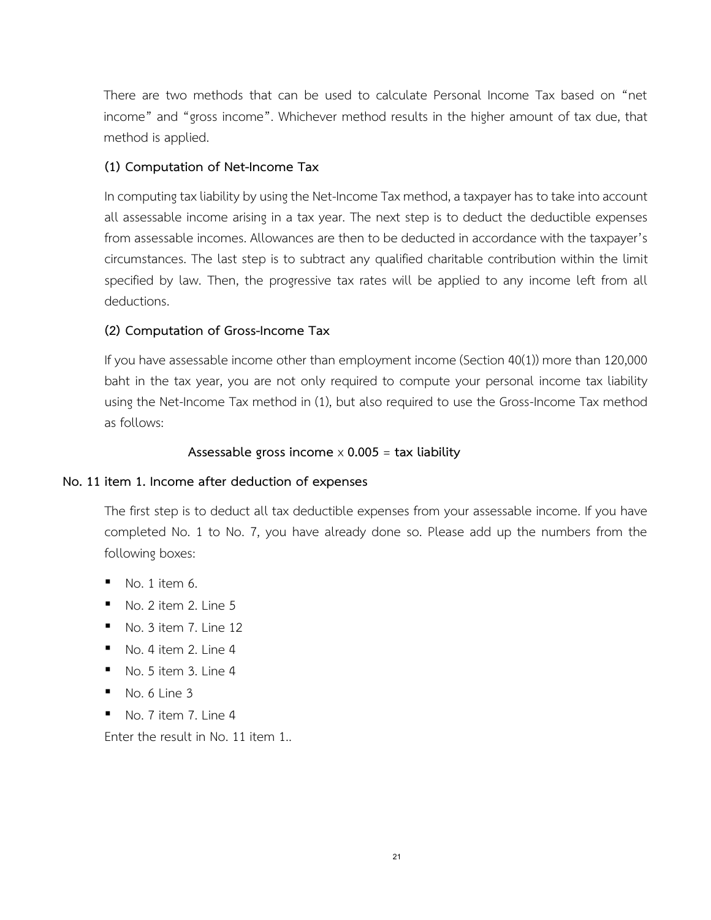There are two methods that can be used to calculate Personal Income Tax based on “net income” and “gross income”. Whichever method results in the higher amount of tax due, that method is applied.

### (1) Computation of Net-Income Tax

In computing tax liability by using the Net-Income Tax method, a taxpayer has to take into account all assessable income arising in a tax year. The next step is to deduct the deductible expenses from assessable incomes. Allowances are then to be deducted in accordance with the taxpayer’s circumstances. The last step is to subtract any qualified charitable contribution within the limit specified by law. Then, the progressive tax rates will be applied to any income left from all deductions.

### (2) Computation of Gross-Income Tax

If you have assessable income other than employment income (Section 40(1)) more than 120,000 baht in the tax year, you are not only required to compute your personal income tax liability using the Net-Income Tax method in (1), but also required to use the Gross-Income Tax method as follows:

**Assessable gross income × 0.005 = tax liability**

## No. 11 item 1. Income after deduction of expenses

The first step is to deduct all tax deductible expenses from your assessable income. If you have completed No. 1 to No. 7, you have already done so. Please add up the numbers from the following boxes:

- No. 1 item 6.
- No. 2 item 2. Line 5
- No. 3 item 7. Line 12
- No. 4 item 2. Line 4
- No. 5 item 3. Line 4
- No. 6 Line 3
- No. 7 item 7. Line 4

Enter the result in No. 11 item 1..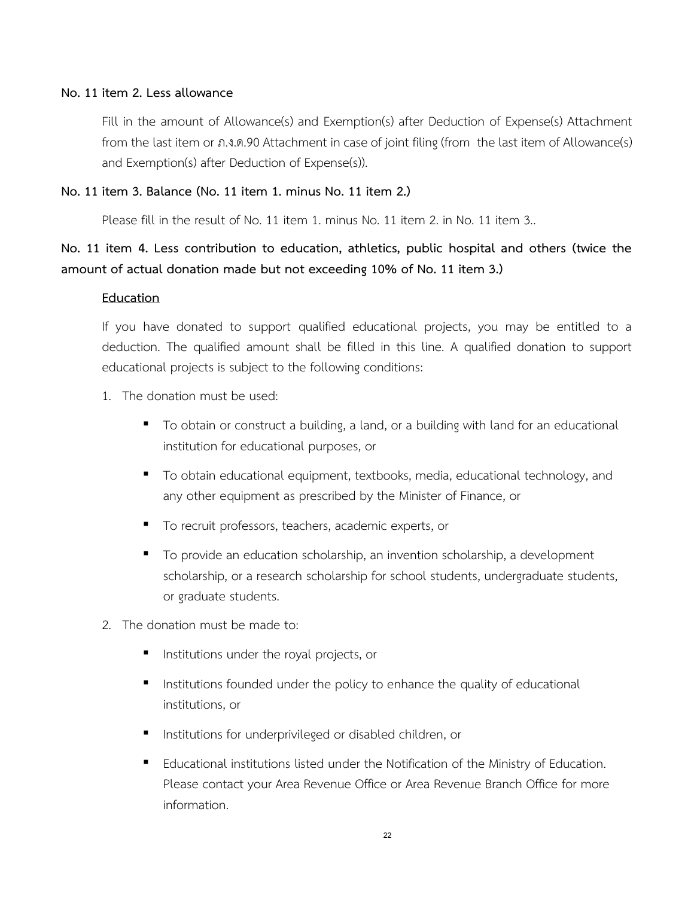**No. 11 item 2. Less allowance**

Fill in the amount of Allowance(s) and Exemption(s) after Deduction of Expense(s) Attachment from the last item or ภ.ง.ด.90 Attachment in case of joint filing (from the last item of Allowance(s) and Exemption(s) after Deduction of Expense(s)).

**No. 11 item 3. Balance (No. 11 item 1. minus No. 11 item 2.)**

Please fill in the result of No. 11 item 1. minus No. 11 item 2. in No. 11 item 3..

**No. 11 item 4. Less contribution to education, athletics, public hospital and others (twice the amount of actual donation made but not exceeding 10% of No. 11 item 3.)**

<u>**Education**</u>

If you have donated to support qualified educational projects, you may be entitled to a deduction. The qualified amount shall be filled in this line. A qualified donation to support educational projects is subject to the following conditions:

1. The donation must be used:
   - To obtain or construct a building, a land, or a building with land for an educational institution for educational purposes, or
   - To obtain educational equipment, textbooks, media, educational technology, and any other equipment as prescribed by the Minister of Finance, or
   - To recruit professors, teachers, academic experts, or
   - To provide an education scholarship, an invention scholarship, a development scholarship, or a research scholarship for school students, undergraduate students, or graduate students.
2. The donation must be made to:
   - Institutions under the royal projects, or
   - Institutions founded under the policy to enhance the quality of educational institutions, or
   - Institutions for underprivileged or disabled children, or
   - Educational institutions listed under the Notification of the Ministry of Education. Please contact your Area Revenue Office or Area Revenue Branch Office for more information.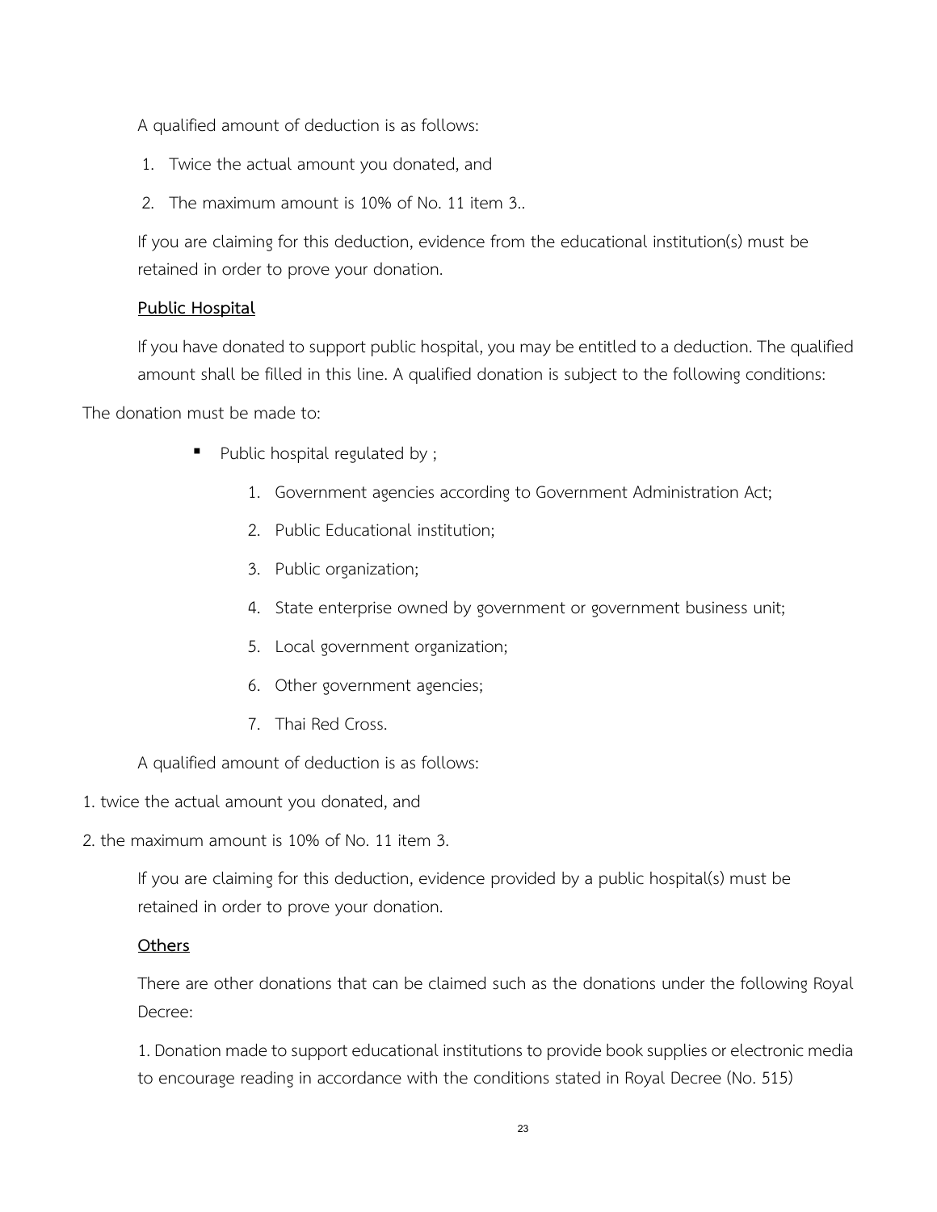A qualified amount of deduction is as follows:

1. Twice the actual amount you donated, and
2. The maximum amount is 10% of No. 11 item 3..

If you are claiming for this deduction, evidence from the educational institution(s) must be retained in order to prove your donation.

**Public Hospital**

If you have donated to support public hospital, you may be entitled to a deduction. The qualified amount shall be filled in this line. A qualified donation is subject to the following conditions:

The donation must be made to:

- Public hospital regulated by ;
  1. Government agencies according to Government Administration Act;
  2. Public Educational institution;
  3. Public organization;
  4. State enterprise owned by government or government business unit;
  5. Local government organization;
  6. Other government agencies;
  7. Thai Red Cross.

A qualified amount of deduction is as follows:

1. twice the actual amount you donated, and
2. the maximum amount is 10% of No. 11 item 3.

If you are claiming for this deduction, evidence provided by a public hospital(s) must be retained in order to prove your donation.

**Others**

There are other donations that can be claimed such as the donations under the following Royal Decree:

1. Donation made to support educational institutions to provide book supplies or electronic media to encourage reading in accordance with the conditions stated in Royal Decree (No. 515)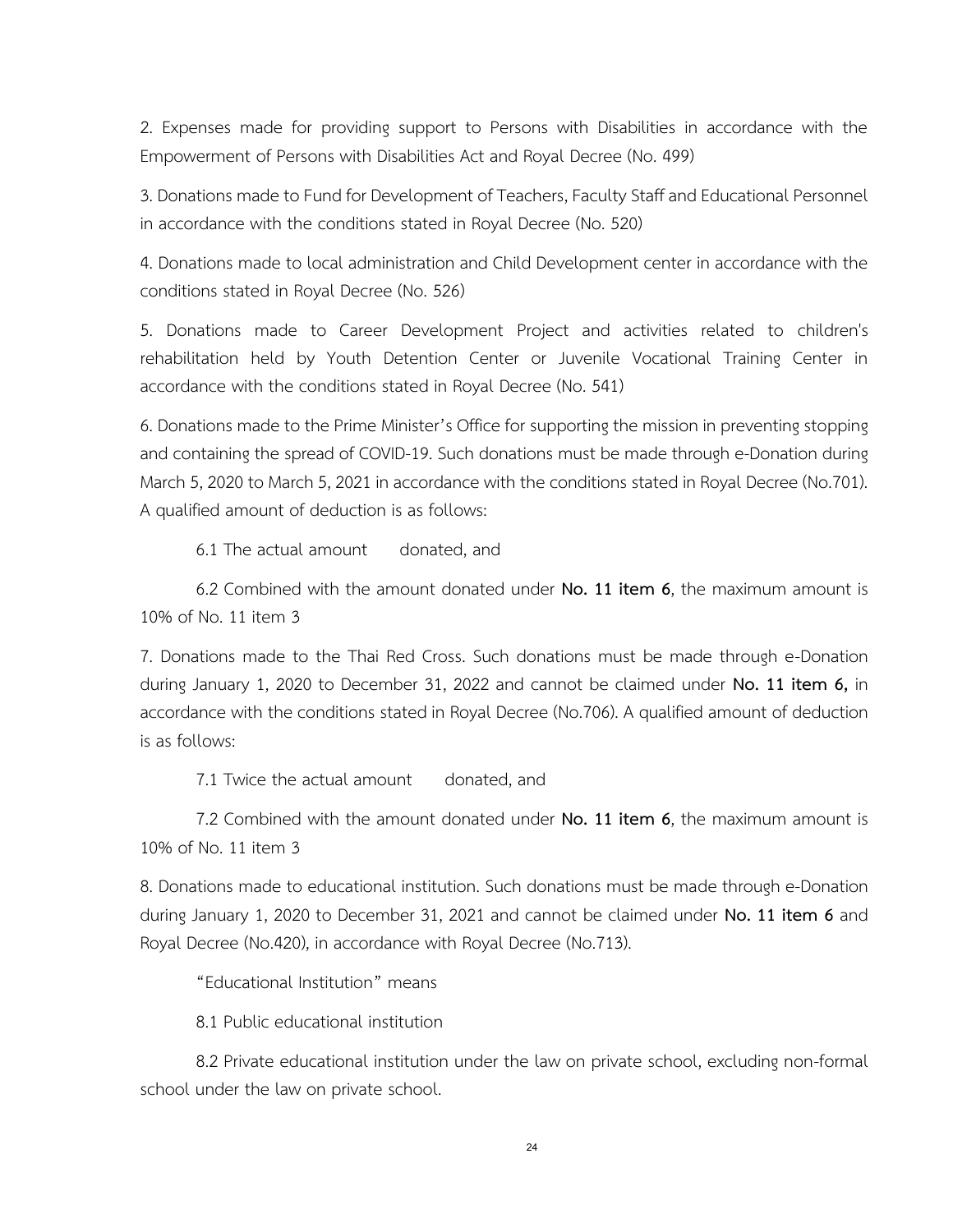2. Expenses made for providing support to Persons with Disabilities in accordance with the Empowerment of Persons with Disabilities Act and Royal Decree (No. 499)

3. Donations made to Fund for Development of Teachers, Faculty Staff and Educational Personnel in accordance with the conditions stated in Royal Decree (No. 520)

4. Donations made to local administration and Child Development center in accordance with the conditions stated in Royal Decree (No. 526)

5. Donations made to Career Development Project and activities related to children's rehabilitation held by Youth Detention Center or Juvenile Vocational Training Center in accordance with the conditions stated in Royal Decree (No. 541)

6. Donations made to the Prime Minister's Office for supporting the mission in preventing stopping and containing the spread of COVID-19. Such donations must be made through e-Donation during March 5, 2020 to March 5, 2021 in accordance with the conditions stated in Royal Decree (No.701). A qualified amount of deduction is as follows:

6.1 The actual amount donated, and

6.2 Combined with the amount donated under **No. 11 item 6**, the maximum amount is 10% of No. 11 item 3

7. Donations made to the Thai Red Cross. Such donations must be made through e-Donation during January 1, 2020 to December 31, 2022 and cannot be claimed under **No. 11 item 6,** in accordance with the conditions stated in Royal Decree (No.706). A qualified amount of deduction is as follows:

7.1 Twice the actual amount donated, and

7.2 Combined with the amount donated under **No. 11 item 6**, the maximum amount is 10% of No. 11 item 3

8. Donations made to educational institution. Such donations must be made through e-Donation during January 1, 2020 to December 31, 2021 and cannot be claimed under **No. 11 item 6** and Royal Decree (No.420), in accordance with Royal Decree (No.713).

"Educational Institution" means

8.1 Public educational institution

8.2 Private educational institution under the law on private school, excluding non-formal school under the law on private school.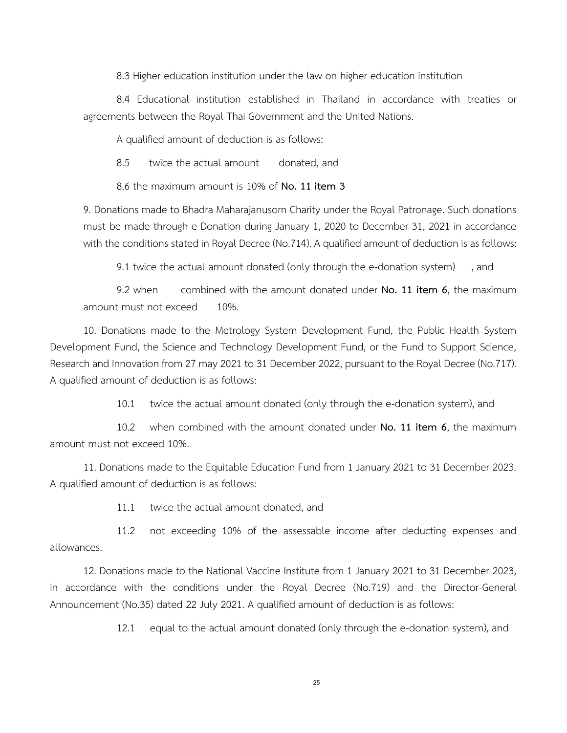8.3 Higher education institution under the law on higher education institution

8.4 Educational institution established in Thailand in accordance with treaties or agreements between the Royal Thai Government and the United Nations.

A qualified amount of deduction is as follows:

8.5 twice the actual amount donated, and

8.6 the maximum amount is 10% of **No. 11 item 3**

9. Donations made to Bhadra Maharajanusorn Charity under the Royal Patronage. Such donations must be made through e-Donation during January 1, 2020 to December 31, 2021 in accordance with the conditions stated in Royal Decree (No.714). A qualified amount of deduction is as follows:

9.1 twice the actual amount donated (only through the e-donation system) , and

9.2 when combined with the amount donated under **No. 11 item 6**, the maximum amount must not exceed 10%.

10. Donations made to the Metrology System Development Fund, the Public Health System Development Fund, the Science and Technology Development Fund, or the Fund to Support Science, Research and Innovation from 27 may 2021 to 31 December 2022, pursuant to the Royal Decree (No.717). A qualified amount of deduction is as follows:

10.1 twice the actual amount donated (only through the e-donation system), and

10.2 when combined with the amount donated under **No. 11 item 6**, the maximum amount must not exceed 10%.

11. Donations made to the Equitable Education Fund from 1 January 2021 to 31 December 2023. A qualified amount of deduction is as follows:

11.1 twice the actual amount donated, and

11.2 not exceeding 10% of the assessable income after deducting expenses and allowances.

12. Donations made to the National Vaccine Institute from 1 January 2021 to 31 December 2023, in accordance with the conditions under the Royal Decree (No.719) and the Director-General Announcement (No.35) dated 22 July 2021. A qualified amount of deduction is as follows:

12.1 equal to the actual amount donated (only through the e-donation system), and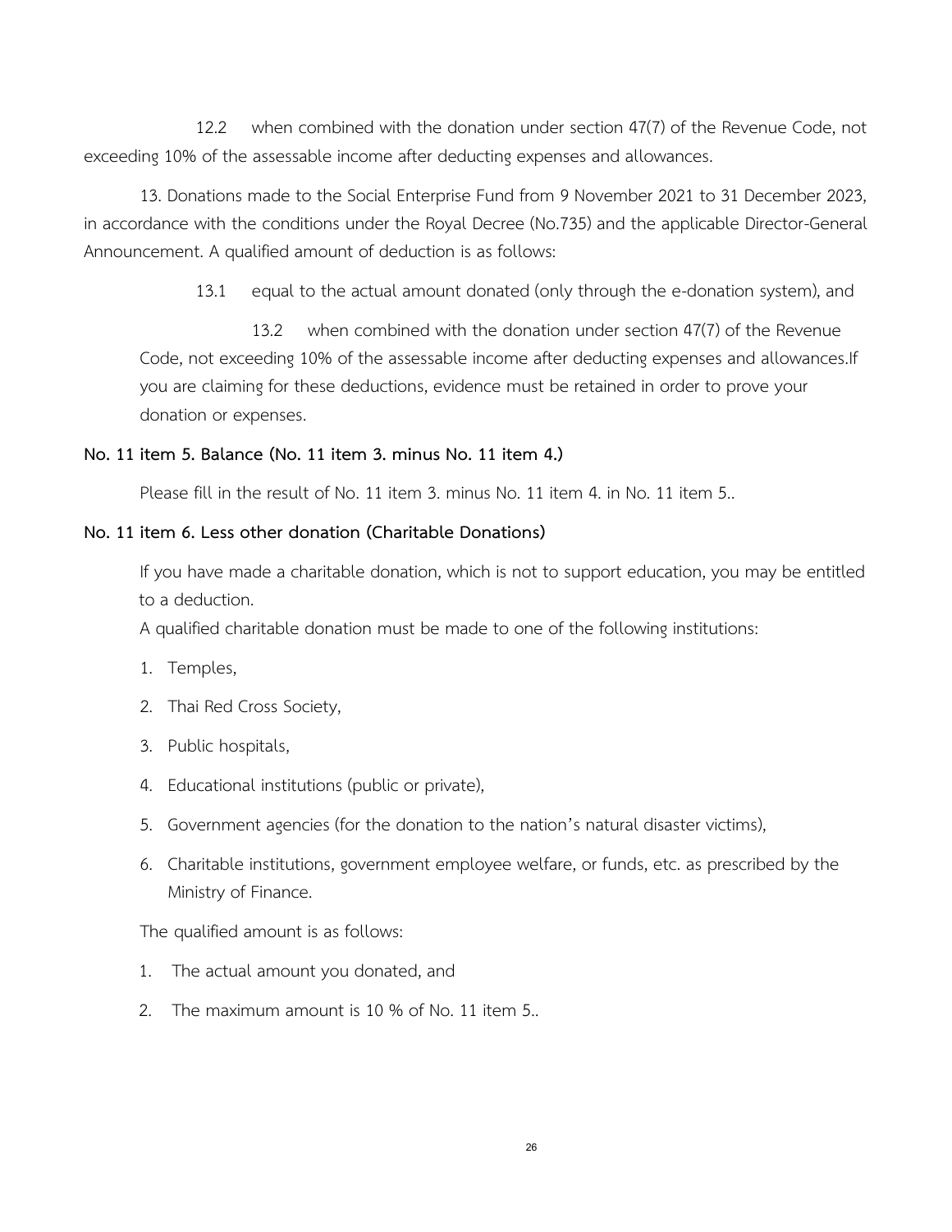12.2 when combined with the donation under section 47(7) of the Revenue Code, not exceeding 10% of the assessable income after deducting expenses and allowances.

13. Donations made to the Social Enterprise Fund from 9 November 2021 to 31 December 2023, in accordance with the conditions under the Royal Decree (No.735) and the applicable Director-General Announcement. A qualified amount of deduction is as follows:

13.1 equal to the actual amount donated (only through the e-donation system), and

13.2 when combined with the donation under section 47(7) of the Revenue Code, not exceeding 10% of the assessable income after deducting expenses and allowances.If you are claiming for these deductions, evidence must be retained in order to prove your donation or expenses.

**No. 11 item 5. Balance (No. 11 item 3. minus No. 11 item 4.)**

Please fill in the result of No. 11 item 3. minus No. 11 item 4. in No. 11 item 5..

**No. 11 item 6. Less other donation (Charitable Donations)**

If you have made a charitable donation, which is not to support education, you may be entitled to a deduction.

A qualified charitable donation must be made to one of the following institutions:

1. Temples,
2. Thai Red Cross Society,
3. Public hospitals,
4. Educational institutions (public or private),
5. Government agencies (for the donation to the nation's natural disaster victims),
6. Charitable institutions, government employee welfare, or funds, etc. as prescribed by the Ministry of Finance.

The qualified amount is as follows:

1. The actual amount you donated, and
2. The maximum amount is 10 % of No. 11 item 5..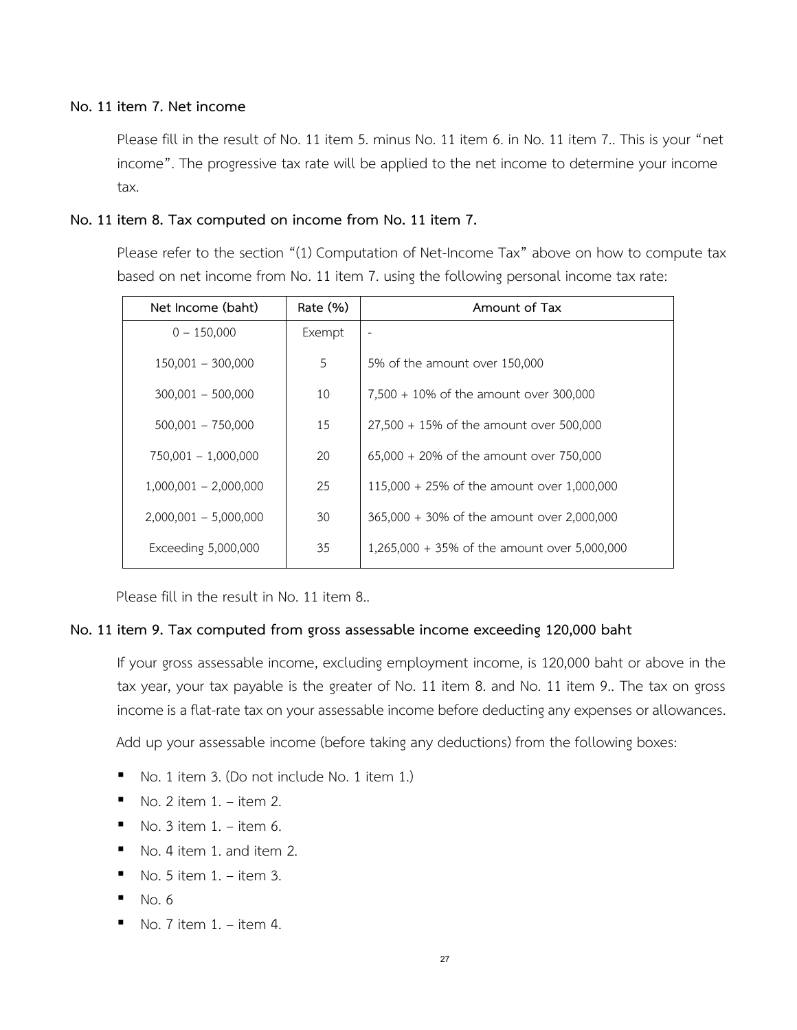**No. 11 item 7. Net income**

Please fill in the result of No. 11 item 5. minus No. 11 item 6. in No. 11 item 7.. This is your "net income". The progressive tax rate will be applied to the net income to determine your income tax.

**No. 11 item 8. Tax computed on income from No. 11 item 7.**

Please refer to the section "(1) Computation of Net-Income Tax" above on how to compute tax based on net income from No. 11 item 7. using the following personal income tax rate:

| Net Income (baht) | Rate (%) | Amount of Tax |
|---|---|---|
| 0 – 150,000 | Exempt | - |
| 150,001 – 300,000 | 5 | 5% of the amount over 150,000 |
| 300,001 – 500,000 | 10 | 7,500 + 10% of the amount over 300,000 |
| 500,001 – 750,000 | 15 | 27,500 + 15% of the amount over 500,000 |
| 750,001 – 1,000,000 | 20 | 65,000 + 20% of the amount over 750,000 |
| 1,000,001 – 2,000,000 | 25 | 115,000 + 25% of the amount over 1,000,000 |
| 2,000,001 – 5,000,000 | 30 | 365,000 + 30% of the amount over 2,000,000 |
| Exceeding 5,000,000 | 35 | 1,265,000 + 35% of the amount over 5,000,000 |

Please fill in the result in No. 11 item 8..

**No. 11 item 9. Tax computed from gross assessable income exceeding 120,000 baht**

If your gross assessable income, excluding employment income, is 120,000 baht or above in the tax year, your tax payable is the greater of No. 11 item 8. and No. 11 item 9.. The tax on gross income is a flat-rate tax on your assessable income before deducting any expenses or allowances.

Add up your assessable income (before taking any deductions) from the following boxes:

- No. 1 item 3. (Do not include No. 1 item 1.)
- No. 2 item 1. – item 2.
- No. 3 item 1. – item 6.
- No. 4 item 1. and item 2.
- No. 5 item 1. – item 3.
- No. 6
- No. 7 item 1. – item 4.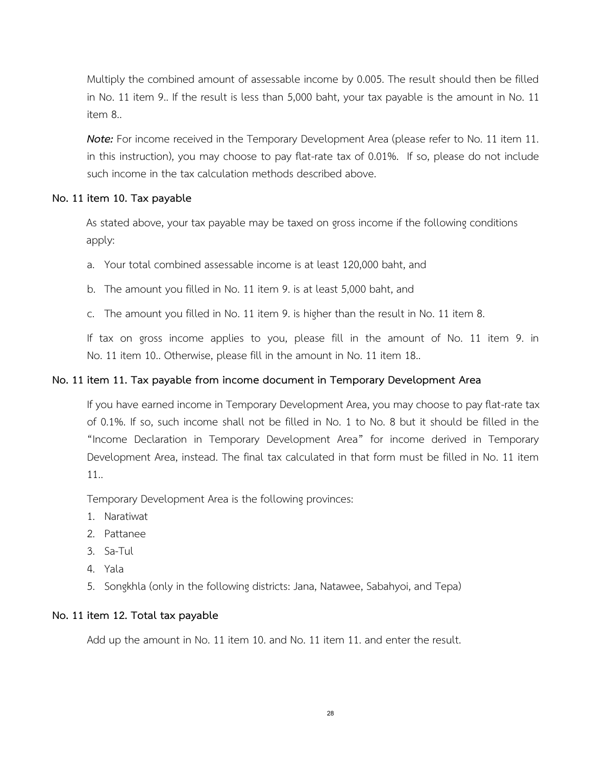Multiply the combined amount of assessable income by 0.005. The result should then be filled in No. 11 item 9.. If the result is less than 5,000 baht, your tax payable is the amount in No. 11 item 8..

***Note:*** For income received in the Temporary Development Area (please refer to No. 11 item 11. in this instruction), you may choose to pay flat-rate tax of 0.01%. If so, please do not include such income in the tax calculation methods described above.

**No. 11 item 10. Tax payable**

As stated above, your tax payable may be taxed on gross income if the following conditions apply:

a. Your total combined assessable income is at least 120,000 baht, and

b. The amount you filled in No. 11 item 9. is at least 5,000 baht, and

c. The amount you filled in No. 11 item 9. is higher than the result in No. 11 item 8.

If tax on gross income applies to you, please fill in the amount of No. 11 item 9. in No. 11 item 10.. Otherwise, please fill in the amount in No. 11 item 18..

**No. 11 item 11. Tax payable from income document in Temporary Development Area**

If you have earned income in Temporary Development Area, you may choose to pay flat-rate tax of 0.1%. If so, such income shall not be filled in No. 1 to No. 8 but it should be filled in the "Income Declaration in Temporary Development Area" for income derived in Temporary Development Area, instead. The final tax calculated in that form must be filled in No. 11 item 11..

Temporary Development Area is the following provinces:

1. Naratiwat
2. Pattanee
3. Sa-Tul
4. Yala
5. Songkhla (only in the following districts: Jana, Natawee, Sabahyoi, and Tepa)

**No. 11 item 12. Total tax payable**

Add up the amount in No. 11 item 10. and No. 11 item 11. and enter the result.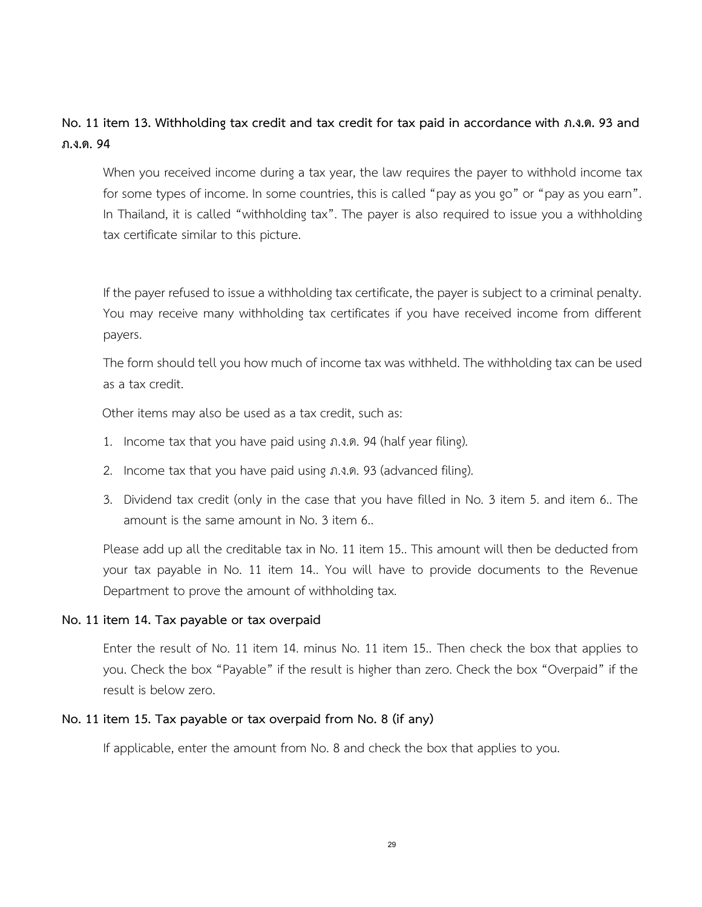**No. 11 item 13. Withholding tax credit and tax credit for tax paid in accordance with ภ.ง.ด. 93 and ภ.ง.ด. 94**

When you received income during a tax year, the law requires the payer to withhold income tax for some types of income. In some countries, this is called "pay as you go" or "pay as you earn". In Thailand, it is called "withholding tax". The payer is also required to issue you a withholding tax certificate similar to this picture.

If the payer refused to issue a withholding tax certificate, the payer is subject to a criminal penalty. You may receive many withholding tax certificates if you have received income from different payers.

The form should tell you how much of income tax was withheld. The withholding tax can be used as a tax credit.

Other items may also be used as a tax credit, such as:

1. Income tax that you have paid using ภ.ง.ด. 94 (half year filing).
2. Income tax that you have paid using ภ.ง.ด. 93 (advanced filing).
3. Dividend tax credit (only in the case that you have filled in No. 3 item 5. and item 6.. The amount is the same amount in No. 3 item 6..

Please add up all the creditable tax in No. 11 item 15.. This amount will then be deducted from your tax payable in No. 11 item 14.. You will have to provide documents to the Revenue Department to prove the amount of withholding tax.

**No. 11 item 14. Tax payable or tax overpaid**

Enter the result of No. 11 item 14. minus No. 11 item 15.. Then check the box that applies to you. Check the box "Payable" if the result is higher than zero. Check the box "Overpaid" if the result is below zero.

**No. 11 item 15. Tax payable or tax overpaid from No. 8 (if any)**

If applicable, enter the amount from No. 8 and check the box that applies to you.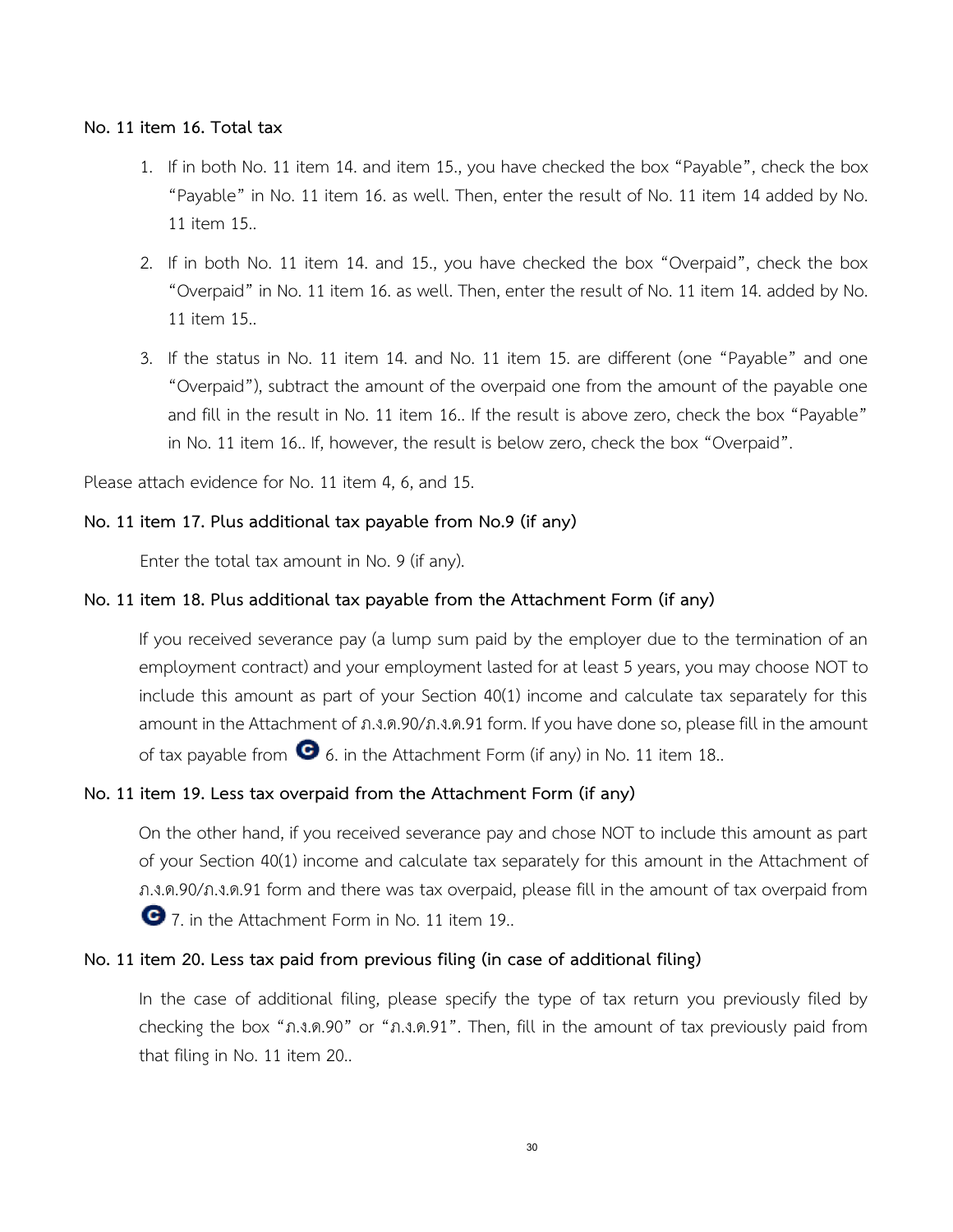**No. 11 item 16. Total tax**

1. If in both No. 11 item 14. and item 15., you have checked the box "Payable", check the box "Payable" in No. 11 item 16. as well. Then, enter the result of No. 11 item 14 added by No. 11 item 15..
2. If in both No. 11 item 14. and 15., you have checked the box "Overpaid", check the box "Overpaid" in No. 11 item 16. as well. Then, enter the result of No. 11 item 14. added by No. 11 item 15..
3. If the status in No. 11 item 14. and No. 11 item 15. are different (one "Payable" and one "Overpaid"), subtract the amount of the overpaid one from the amount of the payable one and fill in the result in No. 11 item 16.. If the result is above zero, check the box "Payable" in No. 11 item 16.. If, however, the result is below zero, check the box "Overpaid".

Please attach evidence for No. 11 item 4, 6, and 15.

**No. 11 item 17. Plus additional tax payable from No.9 (if any)**

Enter the total tax amount in No. 9 (if any).

**No. 11 item 18. Plus additional tax payable from the Attachment Form (if any)**

If you received severance pay (a lump sum paid by the employer due to the termination of an employment contract) and your employment lasted for at least 5 years, you may choose NOT to include this amount as part of your Section 40(1) income and calculate tax separately for this amount in the Attachment of ภ.ง.ด.90/ภ.ง.ด.91 form. If you have done so, please fill in the amount of tax payable from C 6. in the Attachment Form (if any) in No. 11 item 18..

**No. 11 item 19. Less tax overpaid from the Attachment Form (if any)**

On the other hand, if you received severance pay and chose NOT to include this amount as part of your Section 40(1) income and calculate tax separately for this amount in the Attachment of ภ.ง.ด.90/ภ.ง.ด.91 form and there was tax overpaid, please fill in the amount of tax overpaid from C 7. in the Attachment Form in No. 11 item 19..

**No. 11 item 20. Less tax paid from previous filing (in case of additional filing)**

In the case of additional filing, please specify the type of tax return you previously filed by checking the box "ภ.ง.ด.90" or "ภ.ง.ด.91". Then, fill in the amount of tax previously paid from that filing in No. 11 item 20..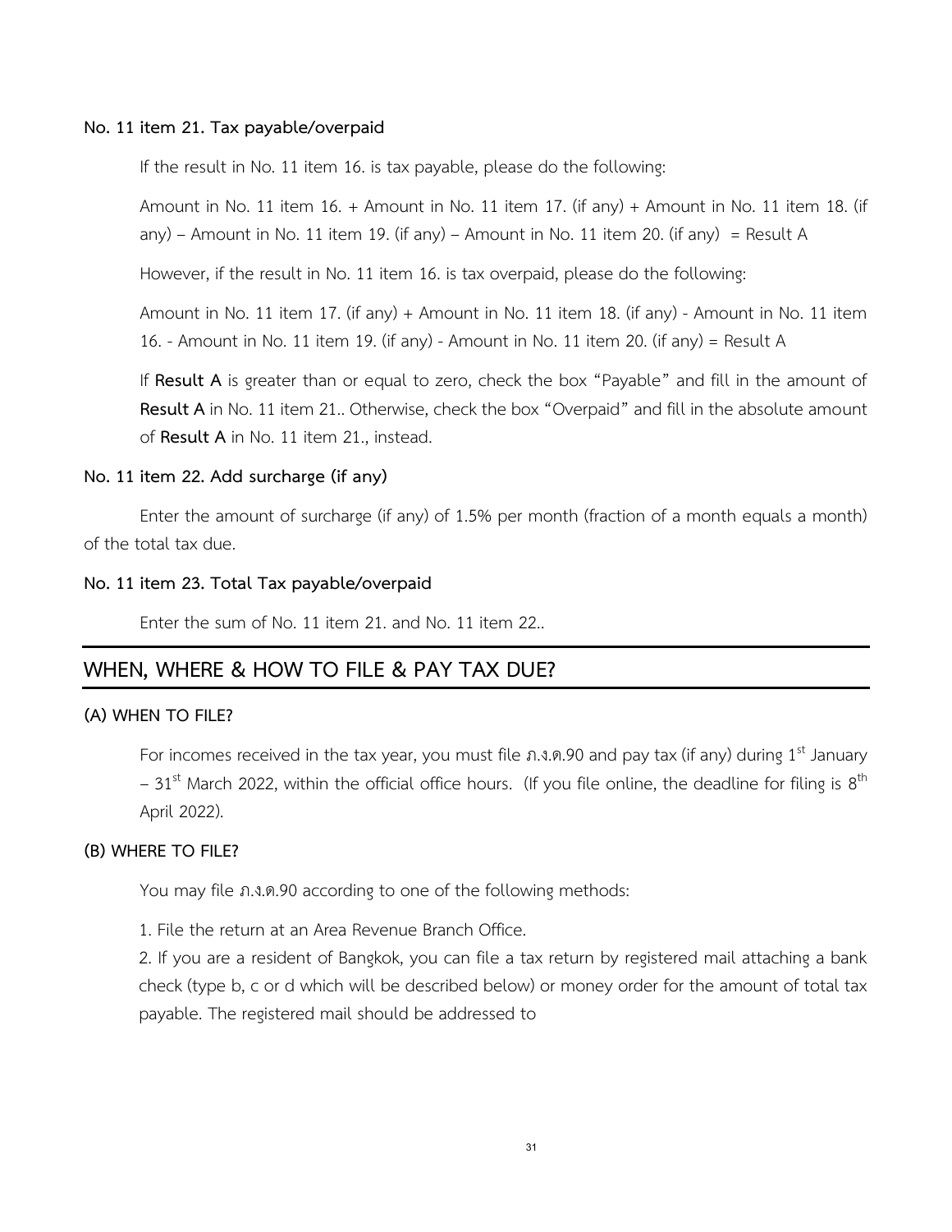**No. 11 item 21. Tax payable/overpaid**

If the result in No. 11 item 16. is tax payable, please do the following:

Amount in No. 11 item 16. + Amount in No. 11 item 17. (if any) + Amount in No. 11 item 18. (if any) – Amount in No. 11 item 19. (if any) – Amount in No. 11 item 20. (if any) = Result A

However, if the result in No. 11 item 16. is tax overpaid, please do the following:

Amount in No. 11 item 17. (if any) + Amount in No. 11 item 18. (if any) - Amount in No. 11 item 16. - Amount in No. 11 item 19. (if any) - Amount in No. 11 item 20. (if any) = Result A

If **Result A** is greater than or equal to zero, check the box "Payable" and fill in the amount of **Result A** in No. 11 item 21.. Otherwise, check the box "Overpaid" and fill in the absolute amount of **Result A** in No. 11 item 21., instead.

**No. 11 item 22. Add surcharge (if any)**

Enter the amount of surcharge (if any) of 1.5% per month (fraction of a month equals a month) of the total tax due.

**No. 11 item 23. Total Tax payable/overpaid**

Enter the sum of No. 11 item 21. and No. 11 item 22..

## WHEN, WHERE & HOW TO FILE & PAY TAX DUE?

**(A) WHEN TO FILE?**

For incomes received in the tax year, you must file ภ.ง.ด.90 and pay tax (if any) during 1st January – 31st March 2022, within the official office hours. (If you file online, the deadline for filing is 8th April 2022).

**(B) WHERE TO FILE?**

You may file ภ.ง.ด.90 according to one of the following methods:

1. File the return at an Area Revenue Branch Office.
2. If you are a resident of Bangkok, you can file a tax return by registered mail attaching a bank check (type b, c or d which will be described below) or money order for the amount of total tax payable. The registered mail should be addressed to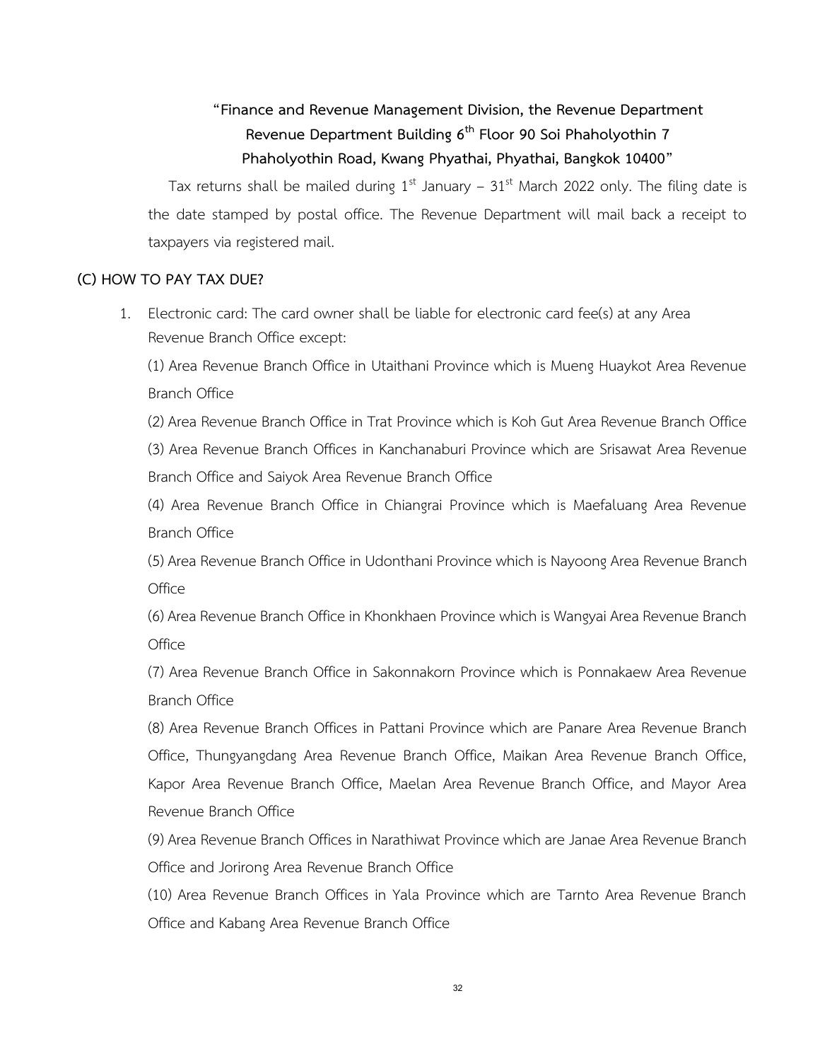**"Finance and Revenue Management Division, the Revenue Department**
**Revenue Department Building 6th Floor 90 Soi Phaholyothin 7**
**Phaholyothin Road, Kwang Phyathai, Phyathai, Bangkok 10400"**

Tax returns shall be mailed during 1st January – 31st March 2022 only. The filing date is the date stamped by postal office. The Revenue Department will mail back a receipt to taxpayers via registered mail.

**(C) HOW TO PAY TAX DUE?**

1. Electronic card: The card owner shall be liable for electronic card fee(s) at any Area Revenue Branch Office except:

   (1) Area Revenue Branch Office in Utaithani Province which is Mueng Huaykot Area Revenue Branch Office

   (2) Area Revenue Branch Office in Trat Province which is Koh Gut Area Revenue Branch Office

   (3) Area Revenue Branch Offices in Kanchanaburi Province which are Srisawat Area Revenue Branch Office and Saiyok Area Revenue Branch Office

   (4) Area Revenue Branch Office in Chiangrai Province which is Maefaluang Area Revenue Branch Office

   (5) Area Revenue Branch Office in Udonthani Province which is Nayoong Area Revenue Branch Office

   (6) Area Revenue Branch Office in Khonkhaen Province which is Wangyai Area Revenue Branch Office

   (7) Area Revenue Branch Office in Sakonnakorn Province which is Ponnakaew Area Revenue Branch Office

   (8) Area Revenue Branch Offices in Pattani Province which are Panare Area Revenue Branch Office, Thungyangdang Area Revenue Branch Office, Maikan Area Revenue Branch Office, Kapor Area Revenue Branch Office, Maelan Area Revenue Branch Office, and Mayor Area Revenue Branch Office

   (9) Area Revenue Branch Offices in Narathiwat Province which are Janae Area Revenue Branch Office and Jorirong Area Revenue Branch Office

   (10) Area Revenue Branch Offices in Yala Province which are Tarnto Area Revenue Branch Office and Kabang Area Revenue Branch Office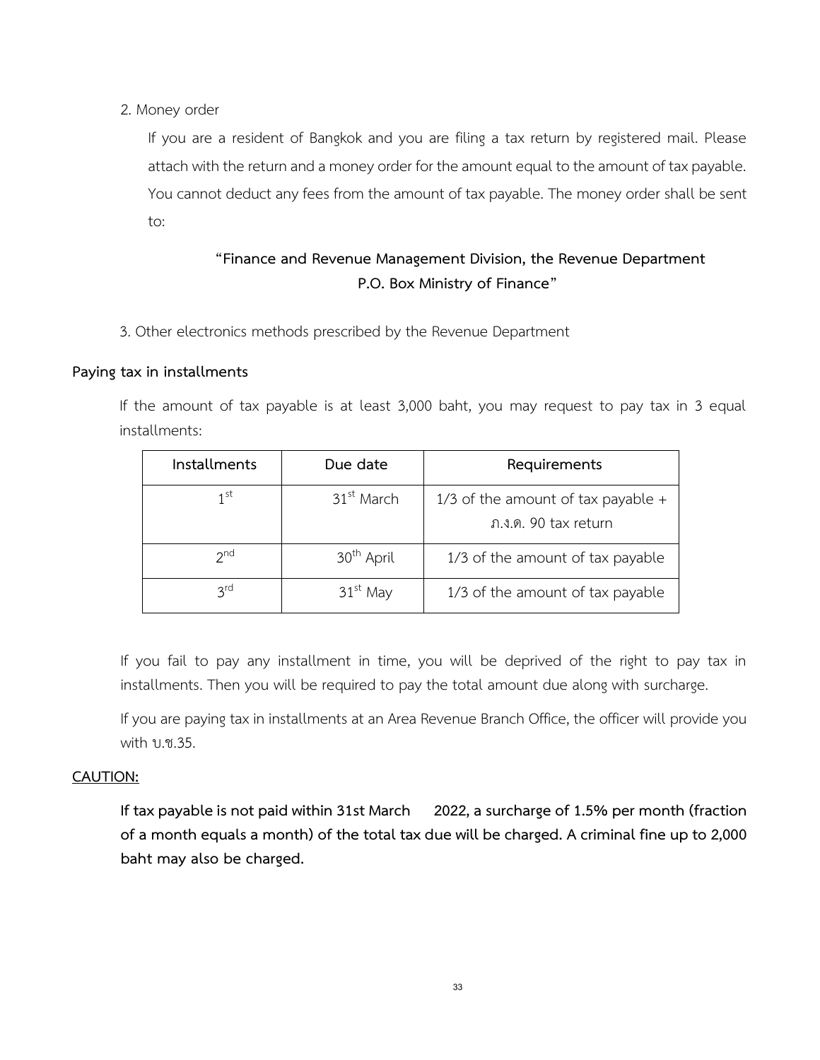2. Money order

If you are a resident of Bangkok and you are filing a tax return by registered mail. Please attach with the return and a money order for the amount equal to the amount of tax payable. You cannot deduct any fees from the amount of tax payable. The money order shall be sent to:

**“Finance and Revenue Management Division, the Revenue Department**
**P.O. Box Ministry of Finance”**

3. Other electronics methods prescribed by the Revenue Department

**Paying tax in installments**

If the amount of tax payable is at least 3,000 baht, you may request to pay tax in 3 equal installments:

| Installments | Due date | Requirements |
|---|---|---|
| 1st | 31st March | 1/3 of the amount of tax payable + ภ.ง.ด. 90 tax return |
| 2nd | 30th April | 1/3 of the amount of tax payable |
| 3rd | 31st May | 1/3 of the amount of tax payable |

If you fail to pay any installment in time, you will be deprived of the right to pay tax in installments. Then you will be required to pay the total amount due along with surcharge.

If you are paying tax in installments at an Area Revenue Branch Office, the officer will provide you with บ.ช.35.

**CAUTION:**

**If tax payable is not paid within 31st March 2022, a surcharge of 1.5% per month (fraction of a month equals a month) of the total tax due will be charged. A criminal fine up to 2,000 baht may also be charged.**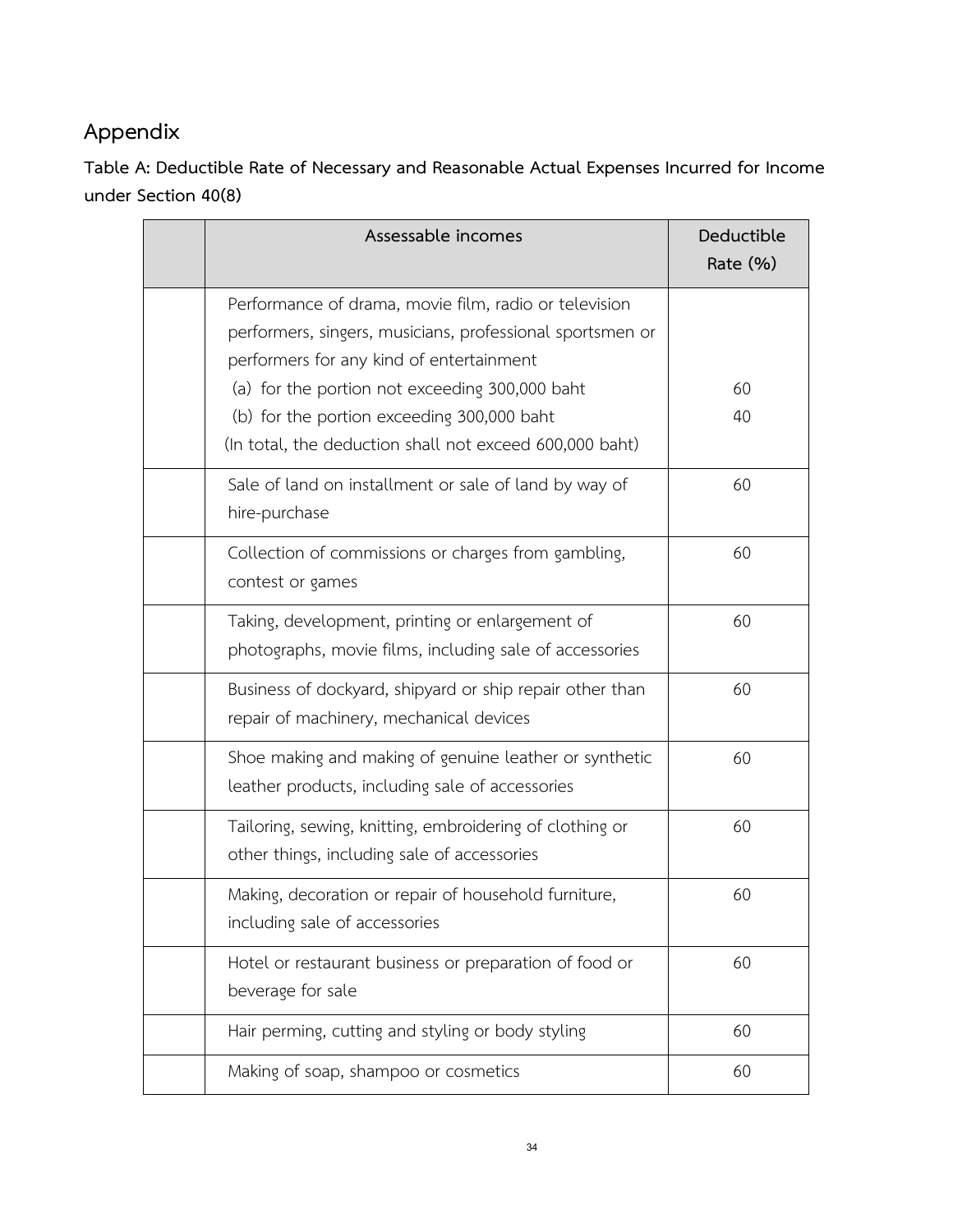## Appendix

**Table A: Deductible Rate of Necessary and Reasonable Actual Expenses Incurred for Income under Section 40(8)**

| | Assessable incomes | Deductible Rate (%) |
|---|---|---|
| | Performance of drama, movie film, radio or television performers, singers, musicians, professional sportsmen or performers for any kind of entertainment<br>(a) for the portion not exceeding 300,000 baht<br>(b) for the portion exceeding 300,000 baht<br>(In total, the deduction shall not exceed 600,000 baht) | <br><br><br>60<br>40 |
| | Sale of land on installment or sale of land by way of hire-purchase | 60 |
| | Collection of commissions or charges from gambling, contest or games | 60 |
| | Taking, development, printing or enlargement of photographs, movie films, including sale of accessories | 60 |
| | Business of dockyard, shipyard or ship repair other than repair of machinery, mechanical devices | 60 |
| | Shoe making and making of genuine leather or synthetic leather products, including sale of accessories | 60 |
| | Tailoring, sewing, knitting, embroidering of clothing or other things, including sale of accessories | 60 |
| | Making, decoration or repair of household furniture, including sale of accessories | 60 |
| | Hotel or restaurant business or preparation of food or beverage for sale | 60 |
| | Hair perming, cutting and styling or body styling | 60 |
| | Making of soap, shampoo or cosmetics | 60 |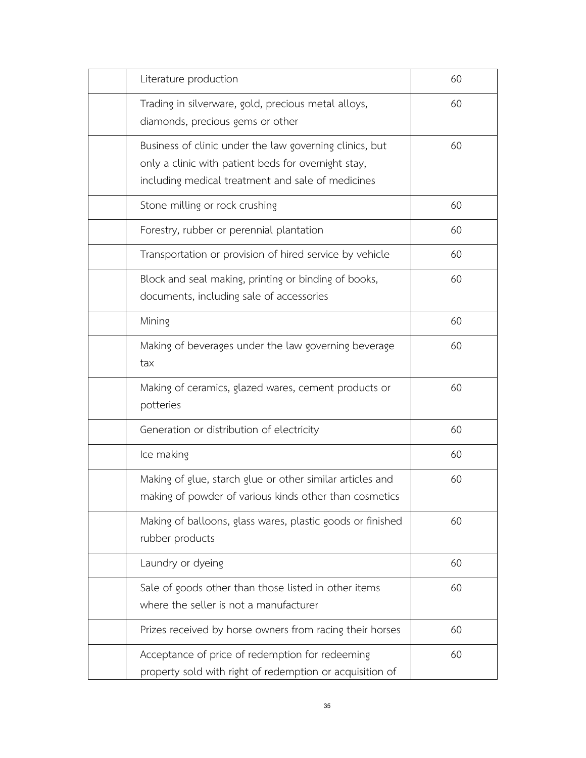| | | |
|---|---|---|
| | Literature production | 60 |
| | Trading in silverware, gold, precious metal alloys, diamonds, precious gems or other | 60 |
| | Business of clinic under the law governing clinics, but only a clinic with patient beds for overnight stay, including medical treatment and sale of medicines | 60 |
| | Stone milling or rock crushing | 60 |
| | Forestry, rubber or perennial plantation | 60 |
| | Transportation or provision of hired service by vehicle | 60 |
| | Block and seal making, printing or binding of books, documents, including sale of accessories | 60 |
| | Mining | 60 |
| | Making of beverages under the law governing beverage tax | 60 |
| | Making of ceramics, glazed wares, cement products or potteries | 60 |
| | Generation or distribution of electricity | 60 |
| | Ice making | 60 |
| | Making of glue, starch glue or other similar articles and making of powder of various kinds other than cosmetics | 60 |
| | Making of balloons, glass wares, plastic goods or finished rubber products | 60 |
| | Laundry or dyeing | 60 |
| | Sale of goods other than those listed in other items where the seller is not a manufacturer | 60 |
| | Prizes received by horse owners from racing their horses | 60 |
| | Acceptance of price of redemption for redeeming property sold with right of redemption or acquisition of | 60 |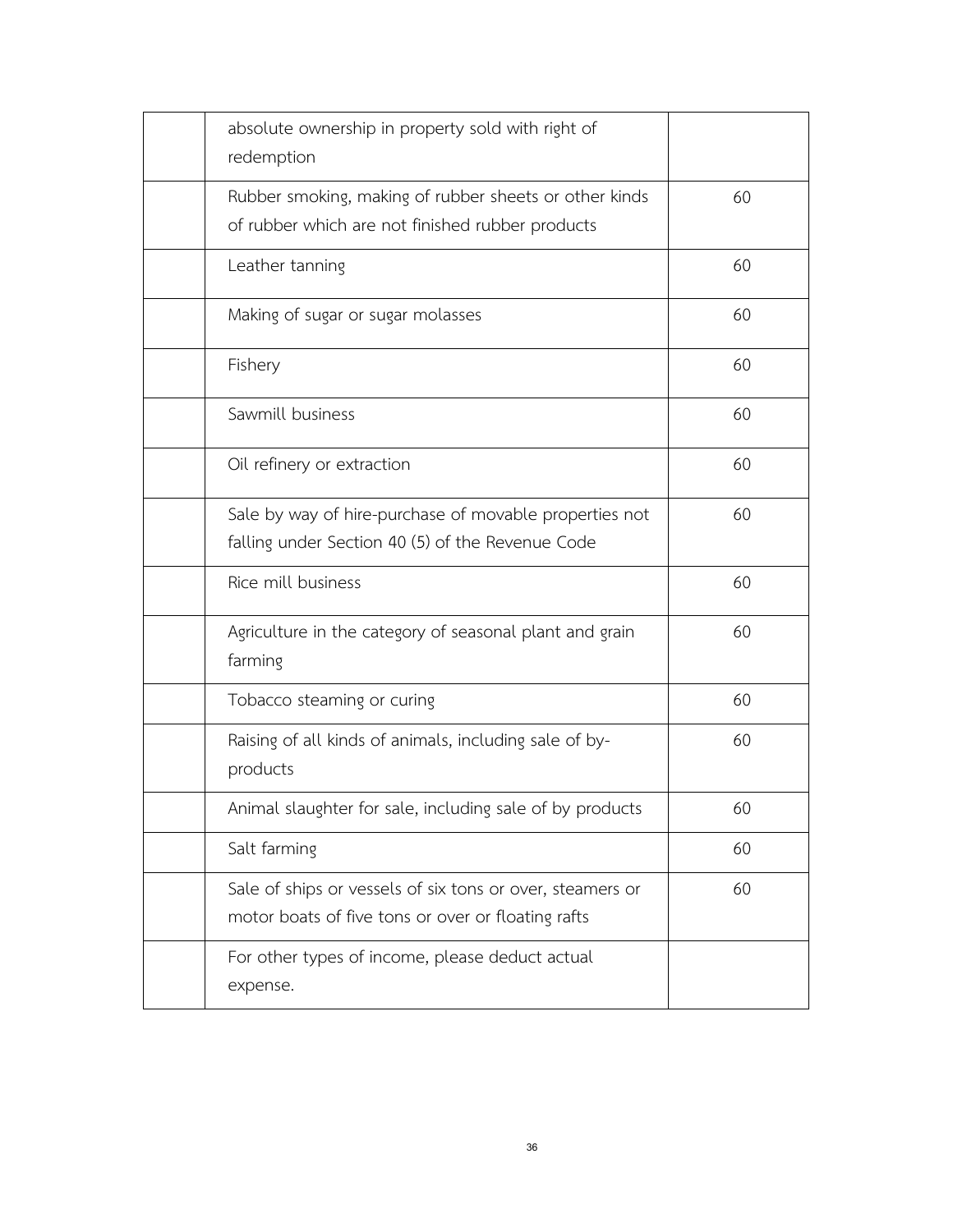| | | |
|---|---|---|
| | absolute ownership in property sold with right of redemption | |
| | Rubber smoking, making of rubber sheets or other kinds of rubber which are not finished rubber products | 60 |
| | Leather tanning | 60 |
| | Making of sugar or sugar molasses | 60 |
| | Fishery | 60 |
| | Sawmill business | 60 |
| | Oil refinery or extraction | 60 |
| | Sale by way of hire-purchase of movable properties not falling under Section 40 (5) of the Revenue Code | 60 |
| | Rice mill business | 60 |
| | Agriculture in the category of seasonal plant and grain farming | 60 |
| | Tobacco steaming or curing | 60 |
| | Raising of all kinds of animals, including sale of by-products | 60 |
| | Animal slaughter for sale, including sale of by products | 60 |
| | Salt farming | 60 |
| | Sale of ships or vessels of six tons or over, steamers or motor boats of five tons or over or floating rafts | 60 |
| | For other types of income, please deduct actual expense. | |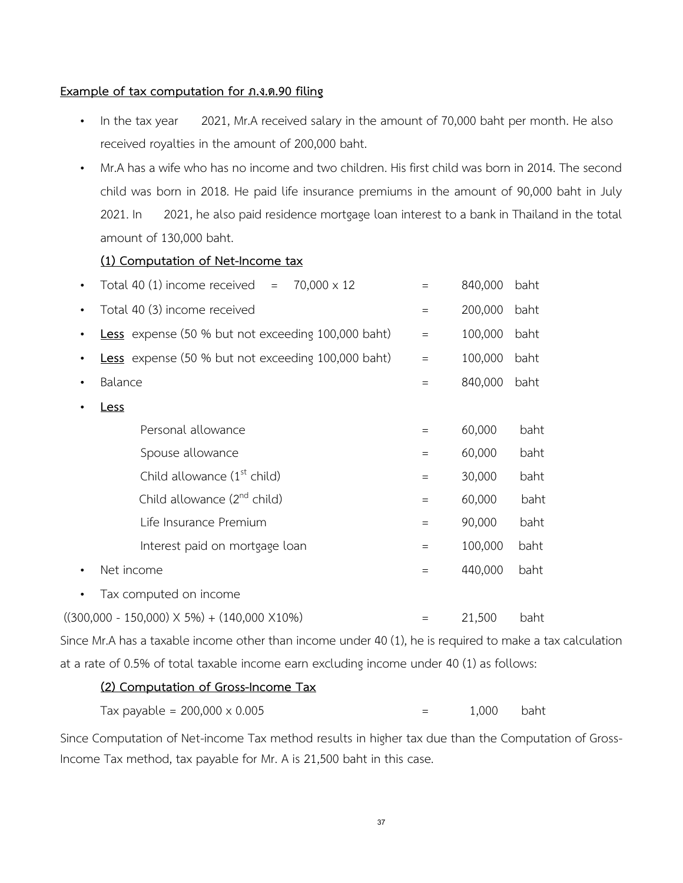**Example of tax computation for ภ.ง.ด.90 filing**

- In the tax year 2021, Mr.A received salary in the amount of 70,000 baht per month. He also received royalties in the amount of 200,000 baht.
- Mr.A has a wife who has no income and two children. His first child was born in 2014. The second child was born in 2018. He paid life insurance premiums in the amount of 90,000 baht in July 2021. In 2021, he also paid residence mortgage loan interest to a bank in Thailand in the total amount of 130,000 baht.

**(1) Computation of Net-Income tax**

| | | | |
|---|---|---|---|
| • Total 40 (1) income received = 70,000 x 12 | = | 840,000 | baht |
| • Total 40 (3) income received | = | 200,000 | baht |
| • **Less** expense (50 % but not exceeding 100,000 baht) | = | 100,000 | baht |
| • **Less** expense (50 % but not exceeding 100,000 baht) | = | 100,000 | baht |
| • Balance | = | 840,000 | baht |
| • **Less** | | | |
| Personal allowance | = | 60,000 | baht |
| Spouse allowance | = | 60,000 | baht |
| Child allowance (1st child) | = | 30,000 | baht |
| Child allowance (2nd child) | = | 60,000 | baht |
| Life Insurance Premium | = | 90,000 | baht |
| Interest paid on mortgage loan | = | 100,000 | baht |
| • Net income | = | 440,000 | baht |
| • Tax computed on income | | | |
| ((300,000 - 150,000) X 5%) + (140,000 X10%) | = | 21,500 | baht |

Since Mr.A has a taxable income other than income under 40 (1), he is required to make a tax calculation at a rate of 0.5% of total taxable income earn excluding income under 40 (1) as follows:

**(2) Computation of Gross-Income Tax**

Tax payable = 200,000 x 0.005 = 1,000 baht

Since Computation of Net-income Tax method results in higher tax due than the Computation of Gross-Income Tax method, tax payable for Mr. A is 21,500 baht in this case.